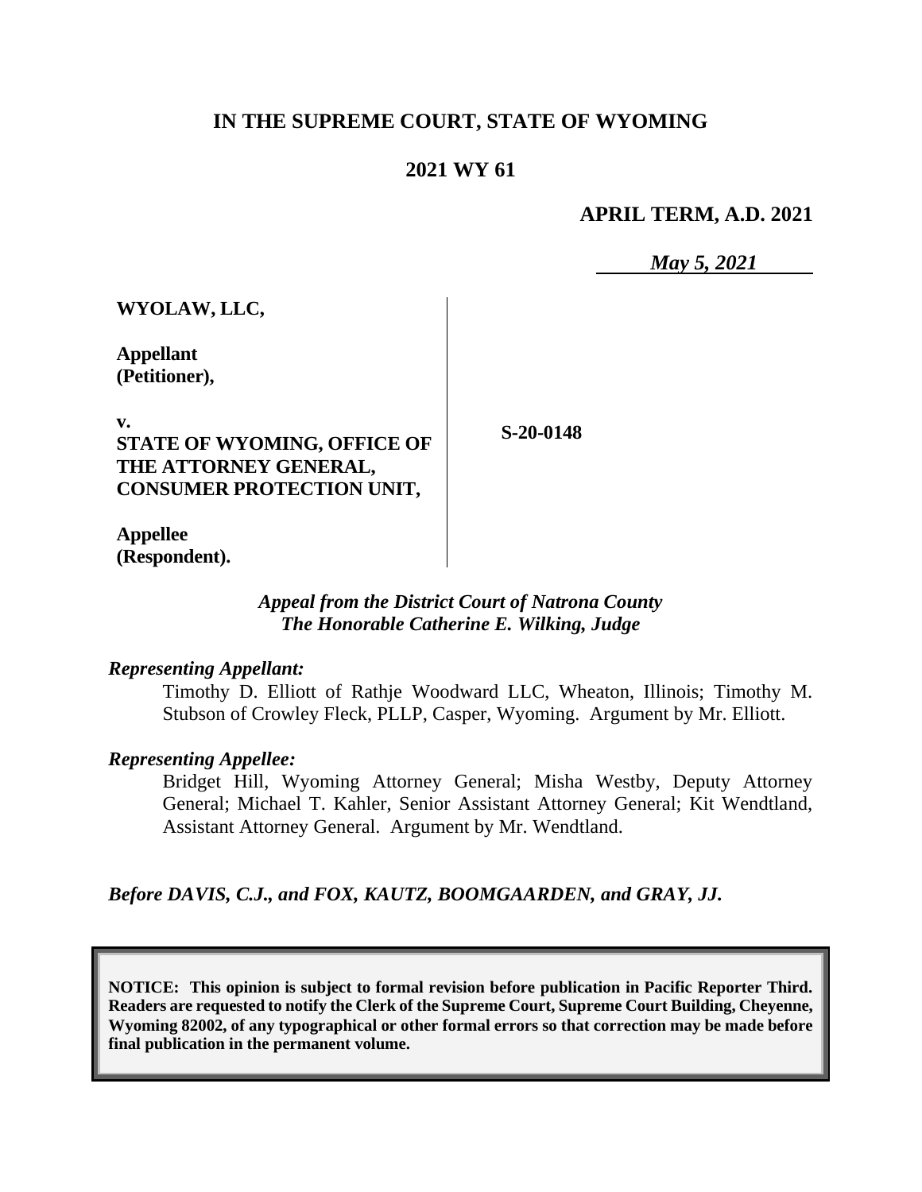**IN THE SUPREME COURT, STATE OF WYOMING**

**2021 WY 61**

**APRIL TERM, A.D. 2021**

*May 5, 2021*

| | |
|---|---|
| **WYOLAW, LLC,**<br><br>**Appellant (Petitioner),**<br><br>**v.**<br>**STATE OF WYOMING, OFFICE OF THE ATTORNEY GENERAL, CONSUMER PROTECTION UNIT,**<br><br>**Appellee (Respondent).** | **S-20-0148** |

*Appeal from the District Court of Natrona County*
*The Honorable Catherine E. Wilking, Judge*

*Representing Appellant:*

Timothy D. Elliott of Rathje Woodward LLC, Wheaton, Illinois; Timothy M. Stubson of Crowley Fleck, PLLP, Casper, Wyoming. Argument by Mr. Elliott.

*Representing Appellee:*

Bridget Hill, Wyoming Attorney General; Misha Westby, Deputy Attorney General; Michael T. Kahler, Senior Assistant Attorney General; Kit Wendtland, Assistant Attorney General. Argument by Mr. Wendtland.

*Before DAVIS, C.J., and FOX, KAUTZ, BOOMGAARDEN, and GRAY, JJ.*

**NOTICE: This opinion is subject to formal revision before publication in Pacific Reporter Third. Readers are requested to notify the Clerk of the Supreme Court, Supreme Court Building, Cheyenne, Wyoming 82002, of any typographical or other formal errors so that correction may be made before final publication in the permanent volume.**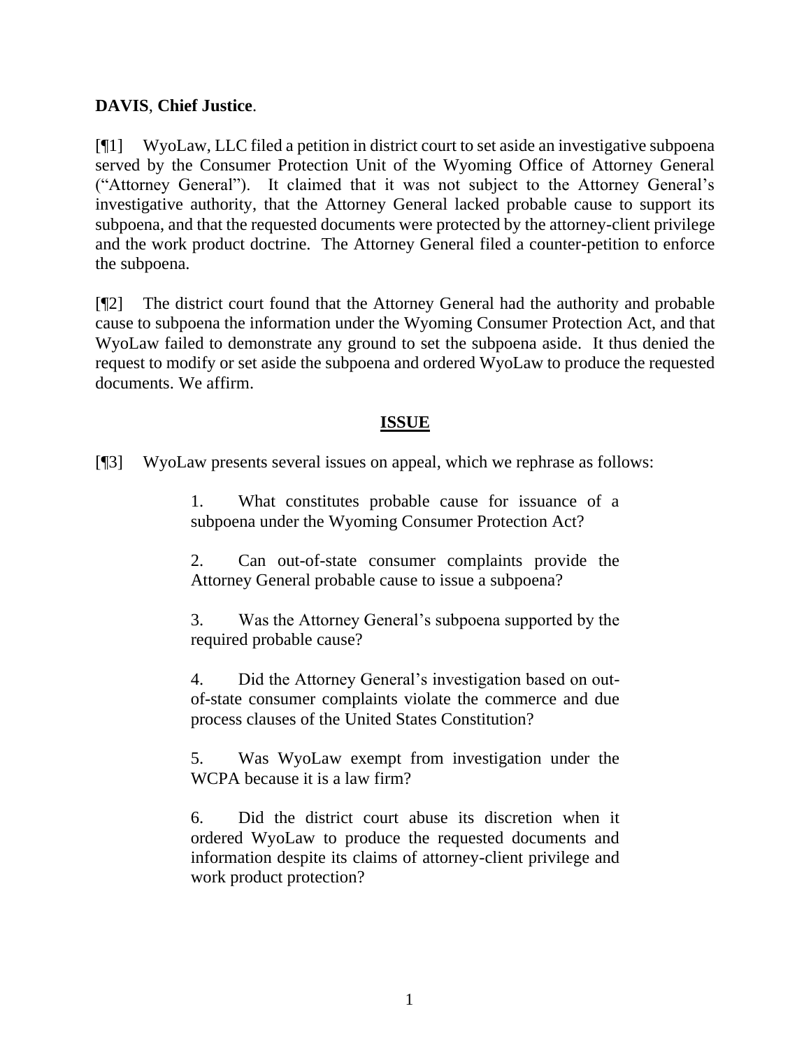**DAVIS**, **Chief Justice**.

[¶1] WyoLaw, LLC filed a petition in district court to set aside an investigative subpoena served by the Consumer Protection Unit of the Wyoming Office of Attorney General ("Attorney General"). It claimed that it was not subject to the Attorney General's investigative authority, that the Attorney General lacked probable cause to support its subpoena, and that the requested documents were protected by the attorney-client privilege and the work product doctrine. The Attorney General filed a counter-petition to enforce the subpoena.

[¶2] The district court found that the Attorney General had the authority and probable cause to subpoena the information under the Wyoming Consumer Protection Act, and that WyoLaw failed to demonstrate any ground to set the subpoena aside. It thus denied the request to modify or set aside the subpoena and ordered WyoLaw to produce the requested documents. We affirm.

## ISSUE

[¶3] WyoLaw presents several issues on appeal, which we rephrase as follows:

> 1. What constitutes probable cause for issuance of a subpoena under the Wyoming Consumer Protection Act?
>
> 2. Can out-of-state consumer complaints provide the Attorney General probable cause to issue a subpoena?
>
> 3. Was the Attorney General's subpoena supported by the required probable cause?
>
> 4. Did the Attorney General's investigation based on out-of-state consumer complaints violate the commerce and due process clauses of the United States Constitution?
>
> 5. Was WyoLaw exempt from investigation under the WCPA because it is a law firm?
>
> 6. Did the district court abuse its discretion when it ordered WyoLaw to produce the requested documents and information despite its claims of attorney-client privilege and work product protection?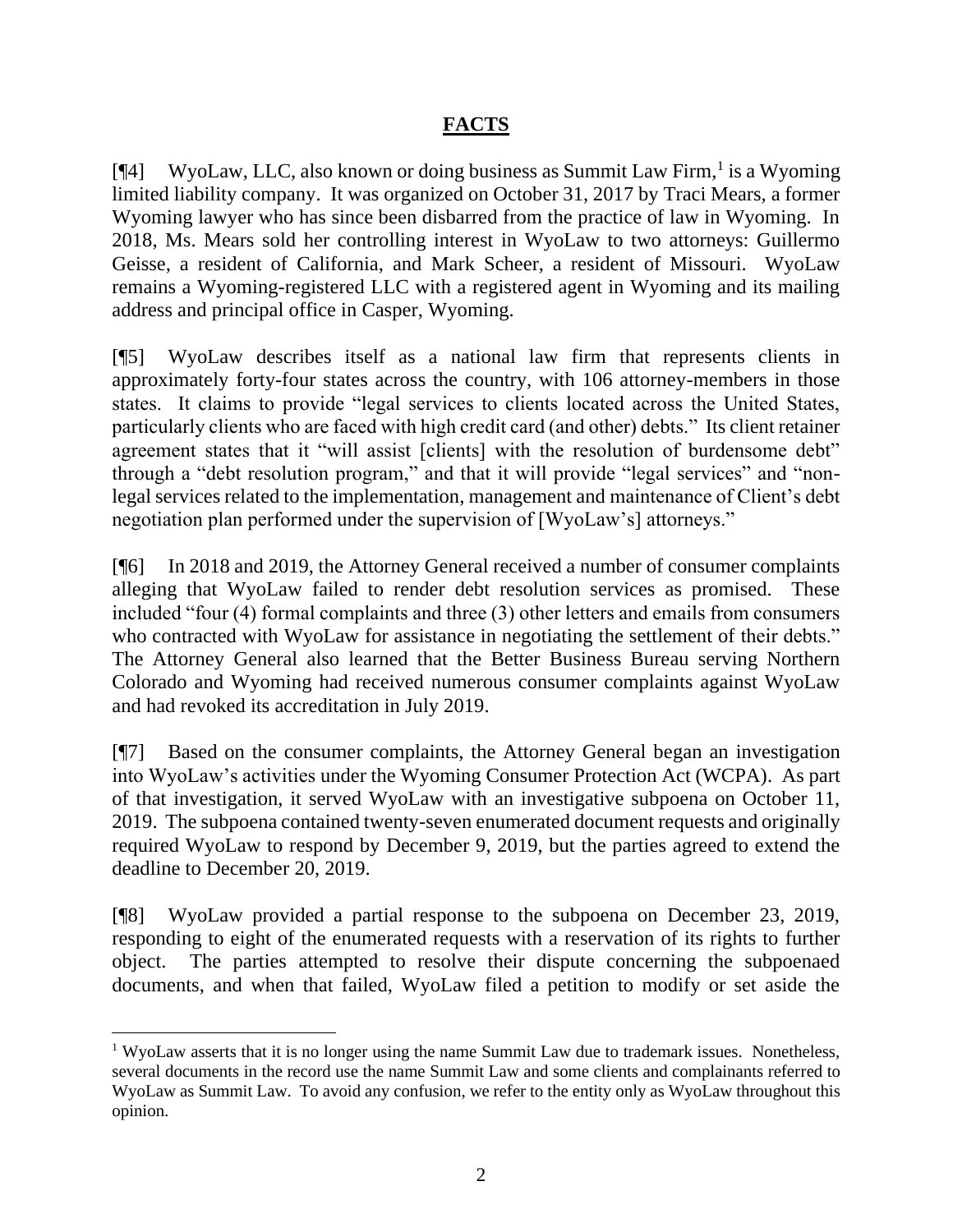## **FACTS**

[¶4] WyoLaw, LLC, also known or doing business as Summit Law Firm,[1] is a Wyoming limited liability company. It was organized on October 31, 2017 by Traci Mears, a former Wyoming lawyer who has since been disbarred from the practice of law in Wyoming. In 2018, Ms. Mears sold her controlling interest in WyoLaw to two attorneys: Guillermo Geisse, a resident of California, and Mark Scheer, a resident of Missouri. WyoLaw remains a Wyoming-registered LLC with a registered agent in Wyoming and its mailing address and principal office in Casper, Wyoming.

[¶5] WyoLaw describes itself as a national law firm that represents clients in approximately forty-four states across the country, with 106 attorney-members in those states. It claims to provide "legal services to clients located across the United States, particularly clients who are faced with high credit card (and other) debts." Its client retainer agreement states that it "will assist [clients] with the resolution of burdensome debt" through a "debt resolution program," and that it will provide "legal services" and "non-legal services related to the implementation, management and maintenance of Client's debt negotiation plan performed under the supervision of [WyoLaw's] attorneys."

[¶6] In 2018 and 2019, the Attorney General received a number of consumer complaints alleging that WyoLaw failed to render debt resolution services as promised. These included "four (4) formal complaints and three (3) other letters and emails from consumers who contracted with WyoLaw for assistance in negotiating the settlement of their debts." The Attorney General also learned that the Better Business Bureau serving Northern Colorado and Wyoming had received numerous consumer complaints against WyoLaw and had revoked its accreditation in July 2019.

[¶7] Based on the consumer complaints, the Attorney General began an investigation into WyoLaw's activities under the Wyoming Consumer Protection Act (WCPA). As part of that investigation, it served WyoLaw with an investigative subpoena on October 11, 2019. The subpoena contained twenty-seven enumerated document requests and originally required WyoLaw to respond by December 9, 2019, but the parties agreed to extend the deadline to December 20, 2019.

[¶8] WyoLaw provided a partial response to the subpoena on December 23, 2019, responding to eight of the enumerated requests with a reservation of its rights to further object. The parties attempted to resolve their dispute concerning the subpoenaed documents, and when that failed, WyoLaw filed a petition to modify or set aside the

[1] WyoLaw asserts that it is no longer using the name Summit Law due to trademark issues. Nonetheless, several documents in the record use the name Summit Law and some clients and complainants referred to WyoLaw as Summit Law. To avoid any confusion, we refer to the entity only as WyoLaw throughout this opinion.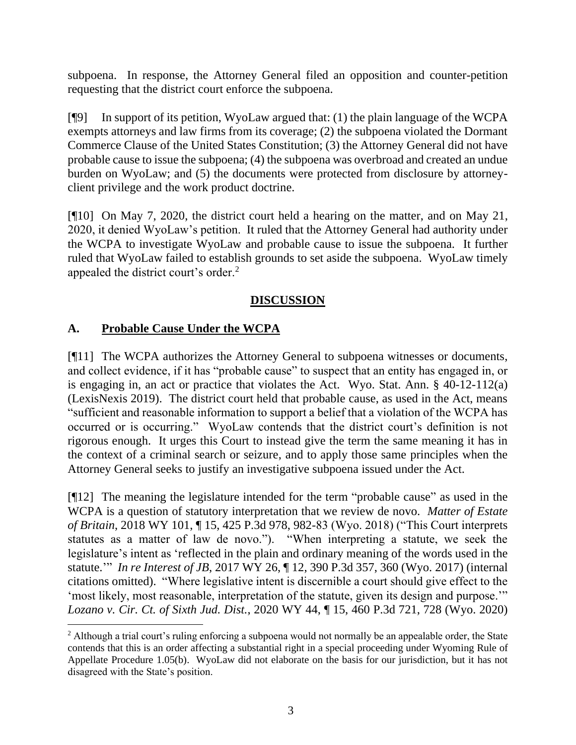subpoena. In response, the Attorney General filed an opposition and counter-petition requesting that the district court enforce the subpoena.

[¶9] In support of its petition, WyoLaw argued that: (1) the plain language of the WCPA exempts attorneys and law firms from its coverage; (2) the subpoena violated the Dormant Commerce Clause of the United States Constitution; (3) the Attorney General did not have probable cause to issue the subpoena; (4) the subpoena was overbroad and created an undue burden on WyoLaw; and (5) the documents were protected from disclosure by attorney-client privilege and the work product doctrine.

[¶10] On May 7, 2020, the district court held a hearing on the matter, and on May 21, 2020, it denied WyoLaw's petition. It ruled that the Attorney General had authority under the WCPA to investigate WyoLaw and probable cause to issue the subpoena. It further ruled that WyoLaw failed to establish grounds to set aside the subpoena. WyoLaw timely appealed the district court's order.[2]

## DISCUSSION

### A. Probable Cause Under the WCPA

[¶11] The WCPA authorizes the Attorney General to subpoena witnesses or documents, and collect evidence, if it has "probable cause" to suspect that an entity has engaged in, or is engaging in, an act or practice that violates the Act. Wyo. Stat. Ann. § 40-12-112(a) (LexisNexis 2019). The district court held that probable cause, as used in the Act, means "sufficient and reasonable information to support a belief that a violation of the WCPA has occurred or is occurring." WyoLaw contends that the district court's definition is not rigorous enough. It urges this Court to instead give the term the same meaning it has in the context of a criminal search or seizure, and to apply those same principles when the Attorney General seeks to justify an investigative subpoena issued under the Act.

[¶12] The meaning the legislature intended for the term "probable cause" as used in the WCPA is a question of statutory interpretation that we review de novo. *Matter of Estate of Britain*, 2018 WY 101, ¶ 15, 425 P.3d 978, 982-83 (Wyo. 2018) ("This Court interprets statutes as a matter of law de novo."). "When interpreting a statute, we seek the legislature's intent as 'reflected in the plain and ordinary meaning of the words used in the statute.'" *In re Interest of JB*, 2017 WY 26, ¶ 12, 390 P.3d 357, 360 (Wyo. 2017) (internal citations omitted). "Where legislative intent is discernible a court should give effect to the 'most likely, most reasonable, interpretation of the statute, given its design and purpose.'" *Lozano v. Cir. Ct. of Sixth Jud. Dist.*, 2020 WY 44, ¶ 15, 460 P.3d 721, 728 (Wyo. 2020)

[2] Although a trial court's ruling enforcing a subpoena would not normally be an appealable order, the State contends that this is an order affecting a substantial right in a special proceeding under Wyoming Rule of Appellate Procedure 1.05(b). WyoLaw did not elaborate on the basis for our jurisdiction, but it has not disagreed with the State's position.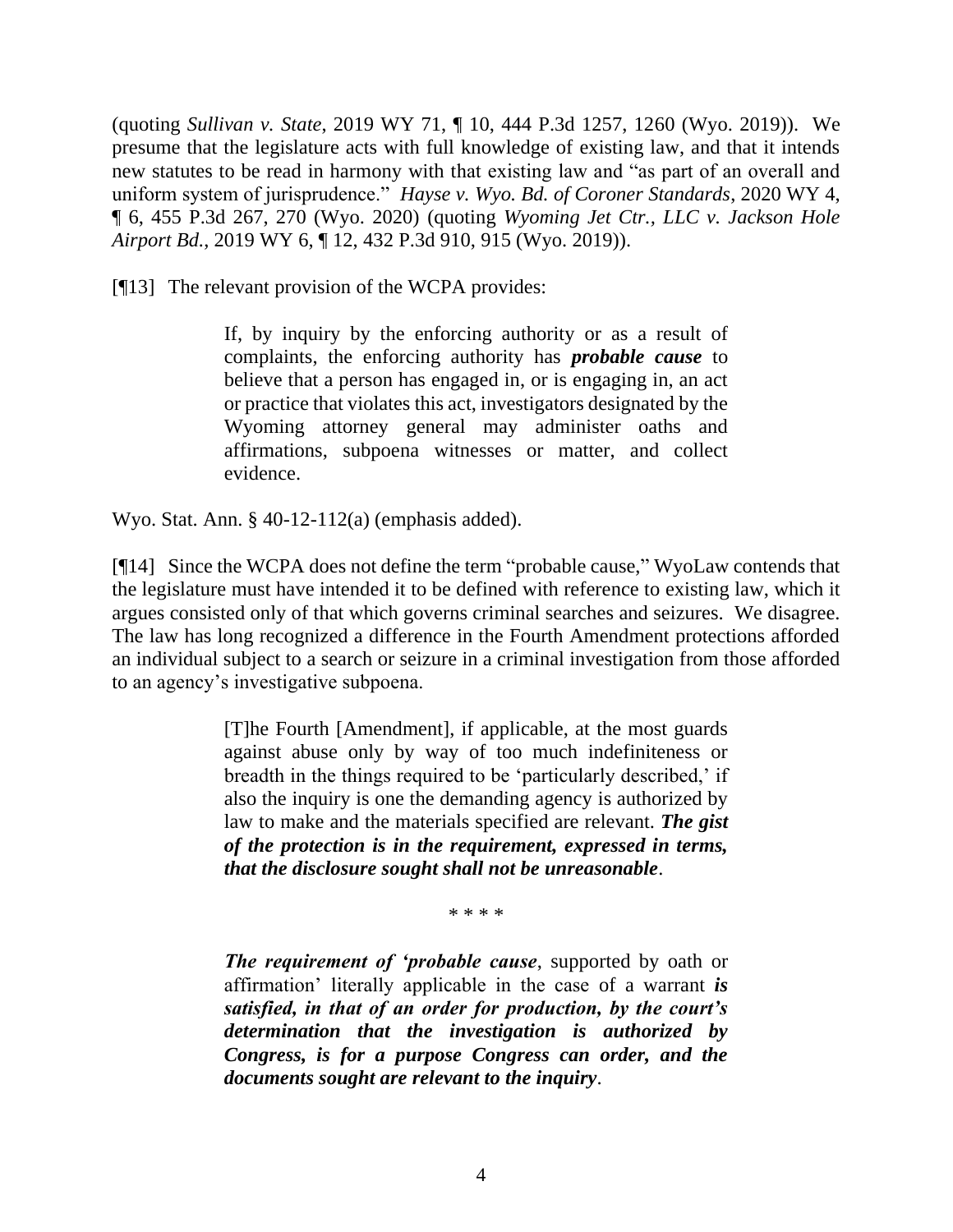(quoting *Sullivan v. State*, 2019 WY 71, ¶ 10, 444 P.3d 1257, 1260 (Wyo. 2019)). We presume that the legislature acts with full knowledge of existing law, and that it intends new statutes to be read in harmony with that existing law and "as part of an overall and uniform system of jurisprudence." *Hayse v. Wyo. Bd. of Coroner Standards*, 2020 WY 4, ¶ 6, 455 P.3d 267, 270 (Wyo. 2020) (quoting *Wyoming Jet Ctr., LLC v. Jackson Hole Airport Bd.*, 2019 WY 6, ¶ 12, 432 P.3d 910, 915 (Wyo. 2019)).

[¶13] The relevant provision of the WCPA provides:

> If, by inquiry by the enforcing authority or as a result of complaints, the enforcing authority has ***probable cause*** to believe that a person has engaged in, or is engaging in, an act or practice that violates this act, investigators designated by the Wyoming attorney general may administer oaths and affirmations, subpoena witnesses or matter, and collect evidence.

Wyo. Stat. Ann. § 40-12-112(a) (emphasis added).

[¶14] Since the WCPA does not define the term "probable cause," WyoLaw contends that the legislature must have intended it to be defined with reference to existing law, which it argues consisted only of that which governs criminal searches and seizures. We disagree. The law has long recognized a difference in the Fourth Amendment protections afforded an individual subject to a search or seizure in a criminal investigation from those afforded to an agency's investigative subpoena.

> [T]he Fourth [Amendment], if applicable, at the most guards against abuse only by way of too much indefiniteness or breadth in the things required to be 'particularly described,' if also the inquiry is one the demanding agency is authorized by law to make and the materials specified are relevant. ***The gist of the protection is in the requirement, expressed in terms, that the disclosure sought shall not be unreasonable***.
>
> \* \* \* \*
>
> ***The requirement of 'probable cause***, supported by oath or affirmation' literally applicable in the case of a warrant ***is satisfied, in that of an order for production, by the court's determination that the investigation is authorized by Congress, is for a purpose Congress can order, and the documents sought are relevant to the inquiry***.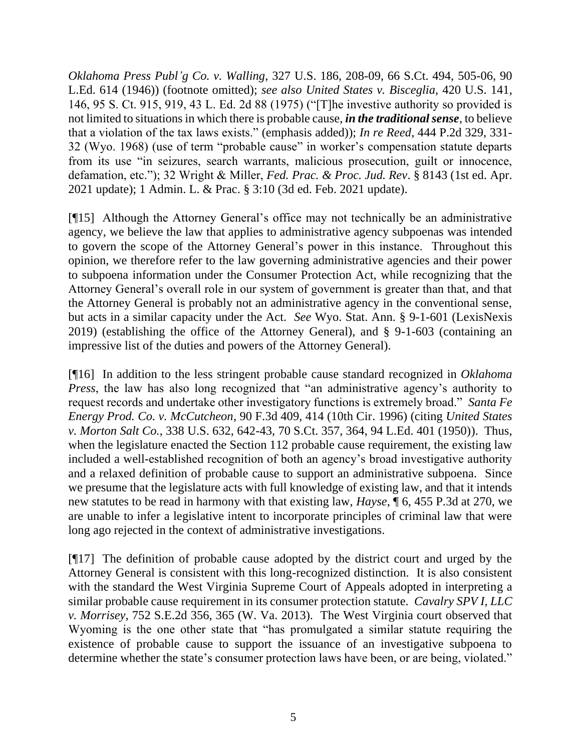*Oklahoma Press Publ'g Co. v. Walling*, 327 U.S. 186, 208-09, 66 S.Ct. 494, 505-06, 90 L.Ed. 614 (1946)) (footnote omitted); *see also United States v. Bisceglia*, 420 U.S. 141, 146, 95 S. Ct. 915, 919, 43 L. Ed. 2d 88 (1975) ("[T]he investive authority so provided is not limited to situations in which there is probable cause, ***in the traditional sense***, to believe that a violation of the tax laws exists." (emphasis added)); *In re Reed*, 444 P.2d 329, 331-32 (Wyo. 1968) (use of term "probable cause" in worker's compensation statute departs from its use "in seizures, search warrants, malicious prosecution, guilt or innocence, defamation, etc."); 32 Wright & Miller, *Fed. Prac. & Proc. Jud. Rev*. § 8143 (1st ed. Apr. 2021 update); 1 Admin. L. & Prac. § 3:10 (3d ed. Feb. 2021 update).

[¶15] Although the Attorney General's office may not technically be an administrative agency, we believe the law that applies to administrative agency subpoenas was intended to govern the scope of the Attorney General's power in this instance. Throughout this opinion, we therefore refer to the law governing administrative agencies and their power to subpoena information under the Consumer Protection Act, while recognizing that the Attorney General's overall role in our system of government is greater than that, and that the Attorney General is probably not an administrative agency in the conventional sense, but acts in a similar capacity under the Act. *See* Wyo. Stat. Ann. § 9-1-601 (LexisNexis 2019) (establishing the office of the Attorney General), and § 9-1-603 (containing an impressive list of the duties and powers of the Attorney General).

[¶16] In addition to the less stringent probable cause standard recognized in *Oklahoma Press*, the law has also long recognized that "an administrative agency's authority to request records and undertake other investigatory functions is extremely broad." *Santa Fe Energy Prod. Co. v. McCutcheon*, 90 F.3d 409, 414 (10th Cir. 1996) (citing *United States v. Morton Salt Co.*, 338 U.S. 632, 642-43, 70 S.Ct. 357, 364, 94 L.Ed. 401 (1950)). Thus, when the legislature enacted the Section 112 probable cause requirement, the existing law included a well-established recognition of both an agency's broad investigative authority and a relaxed definition of probable cause to support an administrative subpoena. Since we presume that the legislature acts with full knowledge of existing law, and that it intends new statutes to be read in harmony with that existing law, *Hayse*, ¶ 6, 455 P.3d at 270, we are unable to infer a legislative intent to incorporate principles of criminal law that were long ago rejected in the context of administrative investigations.

[¶17] The definition of probable cause adopted by the district court and urged by the Attorney General is consistent with this long-recognized distinction. It is also consistent with the standard the West Virginia Supreme Court of Appeals adopted in interpreting a similar probable cause requirement in its consumer protection statute. *Cavalry SPV I, LLC v. Morrisey*, 752 S.E.2d 356, 365 (W. Va. 2013). The West Virginia court observed that Wyoming is the one other state that "has promulgated a similar statute requiring the existence of probable cause to support the issuance of an investigative subpoena to determine whether the state's consumer protection laws have been, or are being, violated."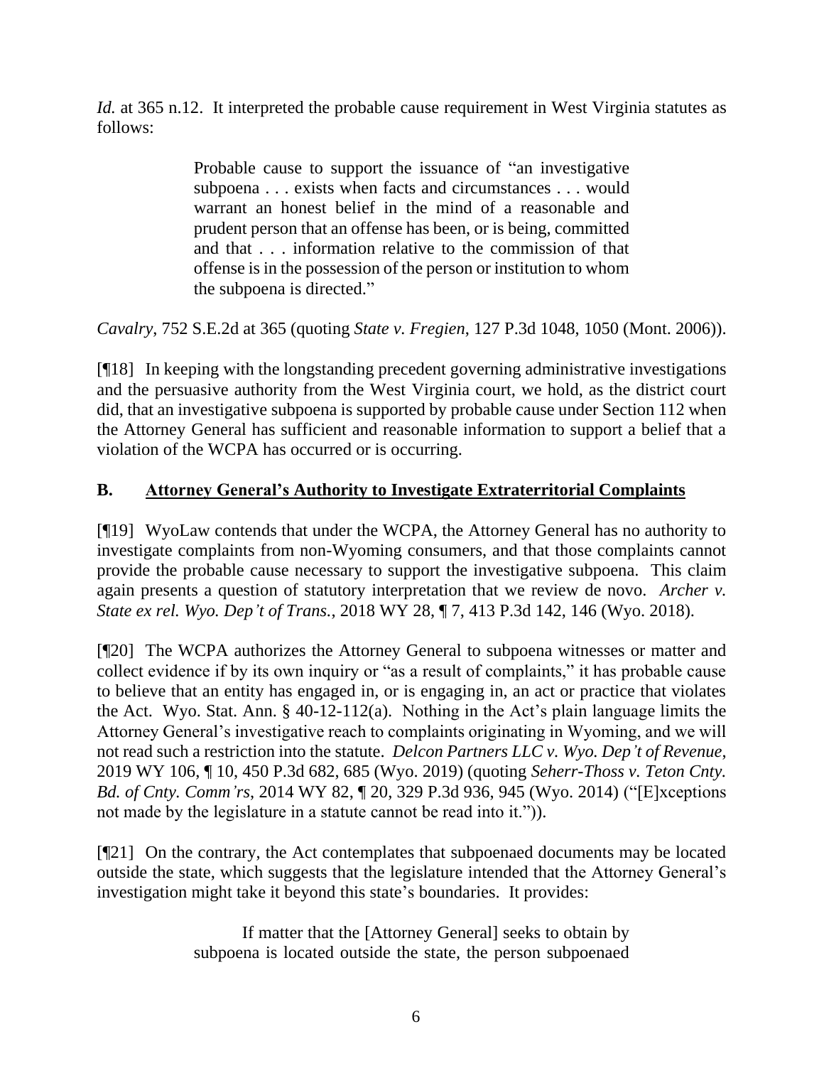*Id.* at 365 n.12. It interpreted the probable cause requirement in West Virginia statutes as follows:

> Probable cause to support the issuance of "an investigative subpoena . . . exists when facts and circumstances . . . would warrant an honest belief in the mind of a reasonable and prudent person that an offense has been, or is being, committed and that . . . information relative to the commission of that offense is in the possession of the person or institution to whom the subpoena is directed."

*Cavalry*, 752 S.E.2d at 365 (quoting *State v. Fregien*, 127 P.3d 1048, 1050 (Mont. 2006)).

[¶18] In keeping with the longstanding precedent governing administrative investigations and the persuasive authority from the West Virginia court, we hold, as the district court did, that an investigative subpoena is supported by probable cause under Section 112 when the Attorney General has sufficient and reasonable information to support a belief that a violation of the WCPA has occurred or is occurring.

## B. Attorney General's Authority to Investigate Extraterritorial Complaints

[¶19] WyoLaw contends that under the WCPA, the Attorney General has no authority to investigate complaints from non-Wyoming consumers, and that those complaints cannot provide the probable cause necessary to support the investigative subpoena. This claim again presents a question of statutory interpretation that we review de novo. *Archer v. State ex rel. Wyo. Dep't of Trans.*, 2018 WY 28, ¶ 7, 413 P.3d 142, 146 (Wyo. 2018).

[¶20] The WCPA authorizes the Attorney General to subpoena witnesses or matter and collect evidence if by its own inquiry or "as a result of complaints," it has probable cause to believe that an entity has engaged in, or is engaging in, an act or practice that violates the Act. Wyo. Stat. Ann. § 40-12-112(a). Nothing in the Act's plain language limits the Attorney General's investigative reach to complaints originating in Wyoming, and we will not read such a restriction into the statute. *Delcon Partners LLC v. Wyo. Dep't of Revenue*, 2019 WY 106, ¶ 10, 450 P.3d 682, 685 (Wyo. 2019) (quoting *Seherr-Thoss v. Teton Cnty. Bd. of Cnty. Comm'rs*, 2014 WY 82, ¶ 20, 329 P.3d 936, 945 (Wyo. 2014) ("[E]xceptions not made by the legislature in a statute cannot be read into it.")).

[¶21] On the contrary, the Act contemplates that subpoenaed documents may be located outside the state, which suggests that the legislature intended that the Attorney General's investigation might take it beyond this state's boundaries. It provides:

> If matter that the [Attorney General] seeks to obtain by subpoena is located outside the state, the person subpoenaed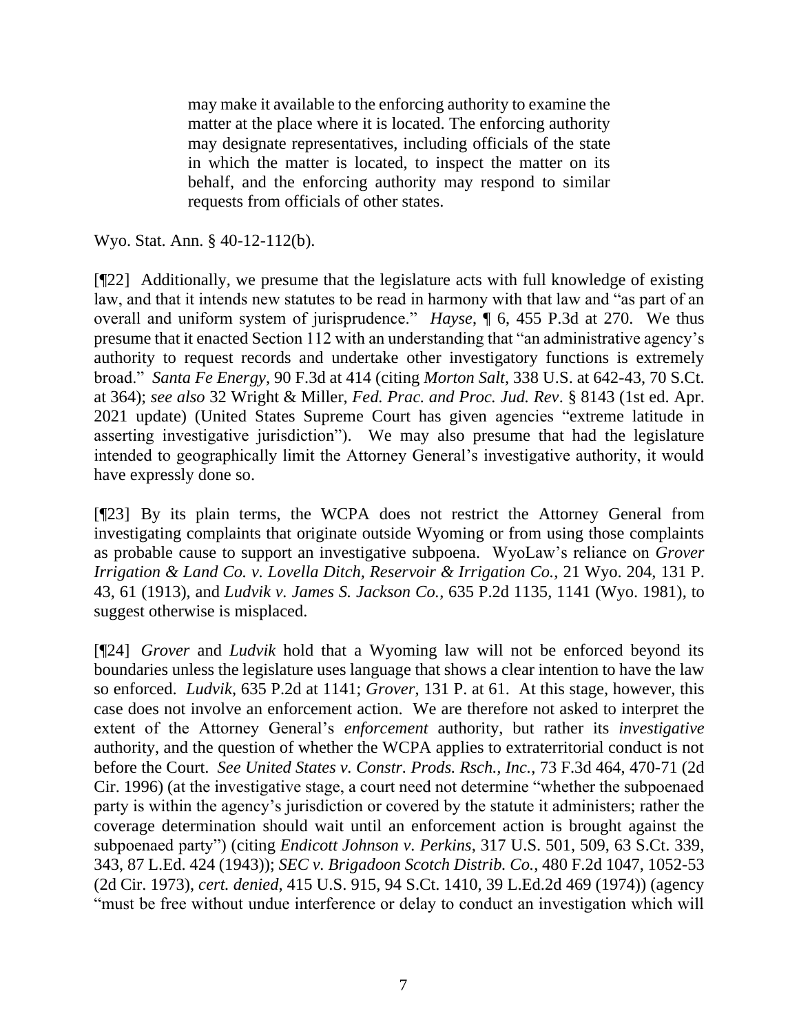> may make it available to the enforcing authority to examine the matter at the place where it is located. The enforcing authority may designate representatives, including officials of the state in which the matter is located, to inspect the matter on its behalf, and the enforcing authority may respond to similar requests from officials of other states.

Wyo. Stat. Ann. § 40-12-112(b).

[¶22] Additionally, we presume that the legislature acts with full knowledge of existing law, and that it intends new statutes to be read in harmony with that law and "as part of an overall and uniform system of jurisprudence." *Hayse*, ¶ 6, 455 P.3d at 270. We thus presume that it enacted Section 112 with an understanding that "an administrative agency's authority to request records and undertake other investigatory functions is extremely broad." *Santa Fe Energy*, 90 F.3d at 414 (citing *Morton Salt*, 338 U.S. at 642-43, 70 S.Ct. at 364); *see also* 32 Wright & Miller, *Fed. Prac. and Proc. Jud. Rev*. § 8143 (1st ed. Apr. 2021 update) (United States Supreme Court has given agencies "extreme latitude in asserting investigative jurisdiction"). We may also presume that had the legislature intended to geographically limit the Attorney General's investigative authority, it would have expressly done so.

[¶23] By its plain terms, the WCPA does not restrict the Attorney General from investigating complaints that originate outside Wyoming or from using those complaints as probable cause to support an investigative subpoena. WyoLaw's reliance on *Grover Irrigation & Land Co. v. Lovella Ditch, Reservoir & Irrigation Co.*, 21 Wyo. 204, 131 P. 43, 61 (1913), and *Ludvik v. James S. Jackson Co.*, 635 P.2d 1135, 1141 (Wyo. 1981), to suggest otherwise is misplaced.

[¶24] *Grover* and *Ludvik* hold that a Wyoming law will not be enforced beyond its boundaries unless the legislature uses language that shows a clear intention to have the law so enforced. *Ludvik*, 635 P.2d at 1141; *Grover*, 131 P. at 61. At this stage, however, this case does not involve an enforcement action. We are therefore not asked to interpret the extent of the Attorney General's *enforcement* authority, but rather its *investigative* authority, and the question of whether the WCPA applies to extraterritorial conduct is not before the Court. *See United States v. Constr. Prods. Rsch., Inc.*, 73 F.3d 464, 470-71 (2d Cir. 1996) (at the investigative stage, a court need not determine "whether the subpoenaed party is within the agency's jurisdiction or covered by the statute it administers; rather the coverage determination should wait until an enforcement action is brought against the subpoenaed party") (citing *Endicott Johnson v. Perkins*, 317 U.S. 501, 509, 63 S.Ct. 339, 343, 87 L.Ed. 424 (1943)); *SEC v. Brigadoon Scotch Distrib. Co.*, 480 F.2d 1047, 1052-53 (2d Cir. 1973), *cert. denied*, 415 U.S. 915, 94 S.Ct. 1410, 39 L.Ed.2d 469 (1974)) (agency "must be free without undue interference or delay to conduct an investigation which will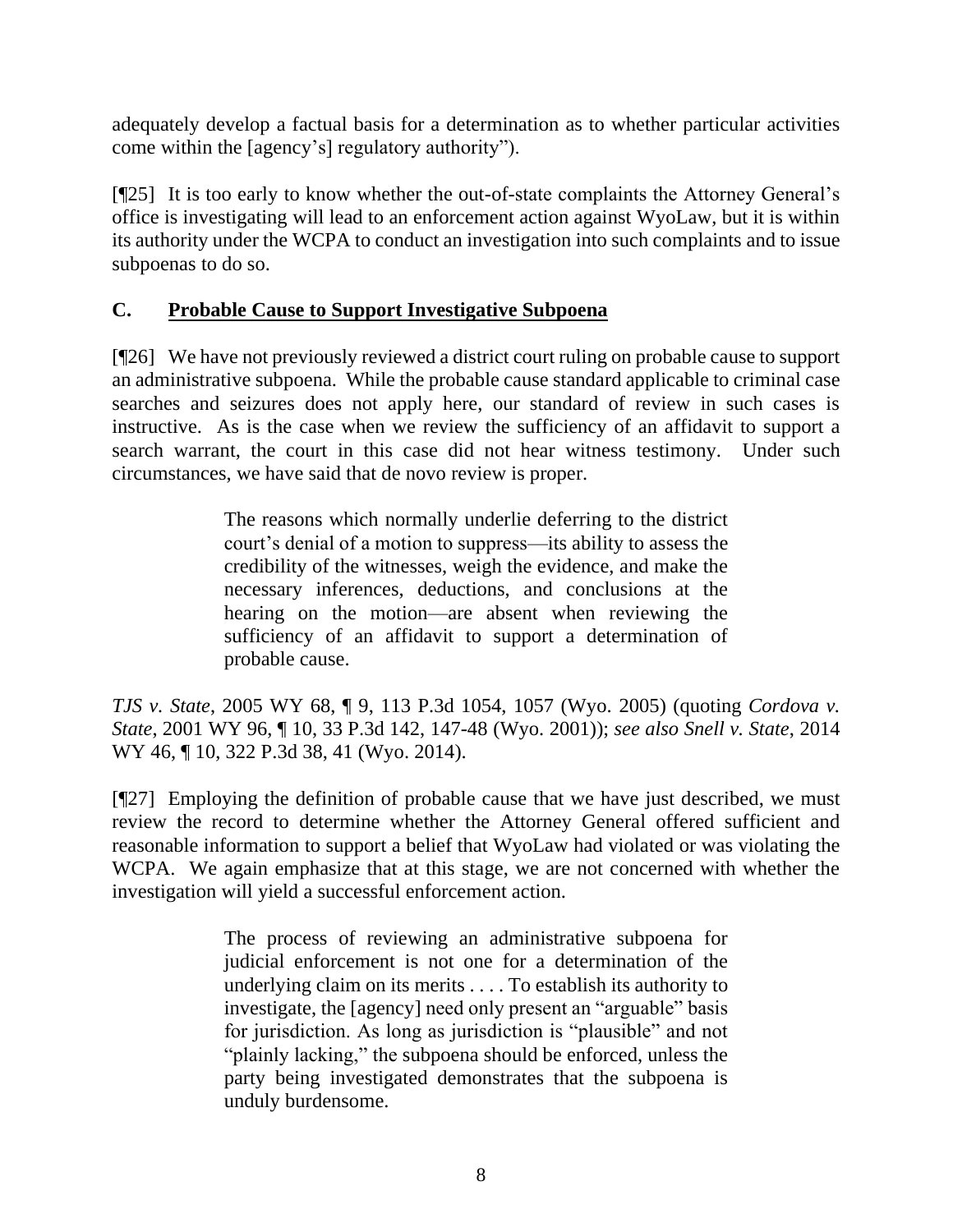adequately develop a factual basis for a determination as to whether particular activities come within the [agency's] regulatory authority").

[¶25] It is too early to know whether the out-of-state complaints the Attorney General's office is investigating will lead to an enforcement action against WyoLaw, but it is within its authority under the WCPA to conduct an investigation into such complaints and to issue subpoenas to do so.

### C. Probable Cause to Support Investigative Subpoena

[¶26] We have not previously reviewed a district court ruling on probable cause to support an administrative subpoena. While the probable cause standard applicable to criminal case searches and seizures does not apply here, our standard of review in such cases is instructive. As is the case when we review the sufficiency of an affidavit to support a search warrant, the court in this case did not hear witness testimony. Under such circumstances, we have said that de novo review is proper.

> The reasons which normally underlie deferring to the district court's denial of a motion to suppress—its ability to assess the credibility of the witnesses, weigh the evidence, and make the necessary inferences, deductions, and conclusions at the hearing on the motion—are absent when reviewing the sufficiency of an affidavit to support a determination of probable cause.

*TJS v. State*, 2005 WY 68, ¶ 9, 113 P.3d 1054, 1057 (Wyo. 2005) (quoting *Cordova v. State*, 2001 WY 96, ¶ 10, 33 P.3d 142, 147-48 (Wyo. 2001)); *see also Snell v. State*, 2014 WY 46, ¶ 10, 322 P.3d 38, 41 (Wyo. 2014).

[¶27] Employing the definition of probable cause that we have just described, we must review the record to determine whether the Attorney General offered sufficient and reasonable information to support a belief that WyoLaw had violated or was violating the WCPA. We again emphasize that at this stage, we are not concerned with whether the investigation will yield a successful enforcement action.

> The process of reviewing an administrative subpoena for judicial enforcement is not one for a determination of the underlying claim on its merits . . . . To establish its authority to investigate, the [agency] need only present an "arguable" basis for jurisdiction. As long as jurisdiction is "plausible" and not "plainly lacking," the subpoena should be enforced, unless the party being investigated demonstrates that the subpoena is unduly burdensome.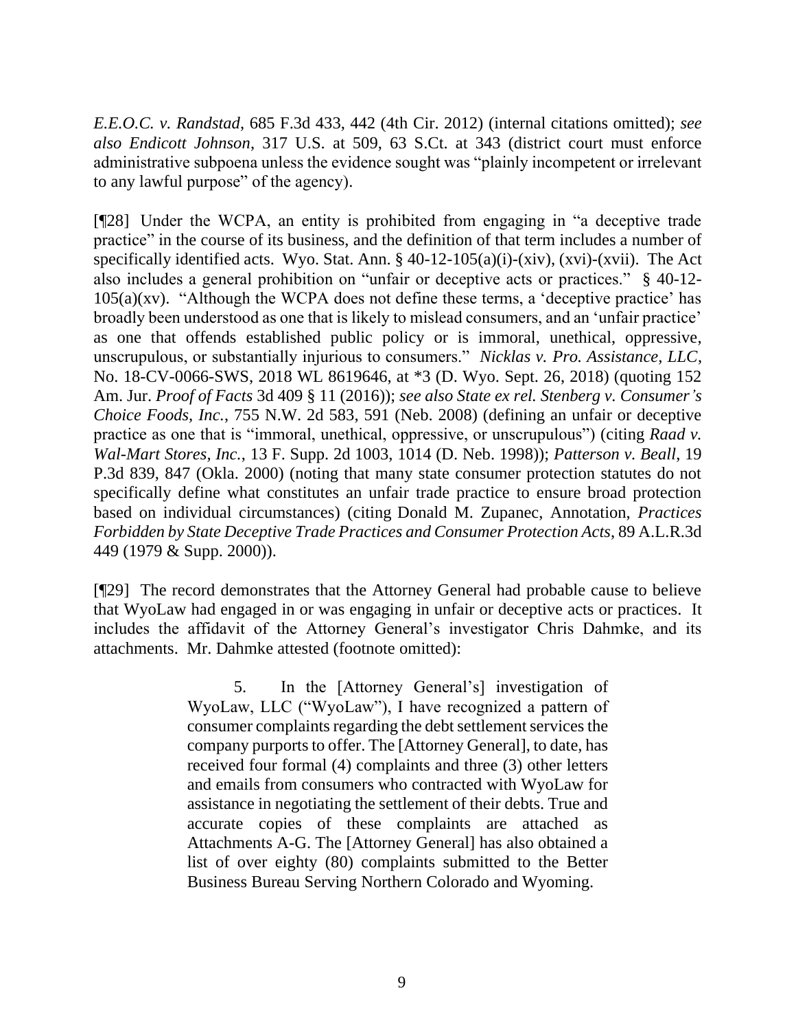*E.E.O.C. v. Randstad*, 685 F.3d 433, 442 (4th Cir. 2012) (internal citations omitted); *see also Endicott Johnson*, 317 U.S. at 509, 63 S.Ct. at 343 (district court must enforce administrative subpoena unless the evidence sought was "plainly incompetent or irrelevant to any lawful purpose" of the agency).

[¶28] Under the WCPA, an entity is prohibited from engaging in "a deceptive trade practice" in the course of its business, and the definition of that term includes a number of specifically identified acts. Wyo. Stat. Ann. § 40-12-105(a)(i)-(xiv), (xvi)-(xvii). The Act also includes a general prohibition on "unfair or deceptive acts or practices." § 40-12-105(a)(xv). "Although the WCPA does not define these terms, a 'deceptive practice' has broadly been understood as one that is likely to mislead consumers, and an 'unfair practice' as one that offends established public policy or is immoral, unethical, oppressive, unscrupulous, or substantially injurious to consumers." *Nicklas v. Pro. Assistance, LLC*, No. 18-CV-0066-SWS, 2018 WL 8619646, at *3 (D. Wyo. Sept. 26, 2018) (quoting 152 Am. Jur. *Proof of Facts* 3d 409 § 11 (2016)); *see also State ex rel. Stenberg v. Consumer's Choice Foods, Inc.*, 755 N.W. 2d 583, 591 (Neb. 2008) (defining an unfair or deceptive practice as one that is "immoral, unethical, oppressive, or unscrupulous") (citing *Raad v. Wal-Mart Stores, Inc.*, 13 F. Supp. 2d 1003, 1014 (D. Neb. 1998)); *Patterson v. Beall*, 19 P.3d 839, 847 (Okla. 2000) (noting that many state consumer protection statutes do not specifically define what constitutes an unfair trade practice to ensure broad protection based on individual circumstances) (citing Donald M. Zupanec, Annotation, *Practices Forbidden by State Deceptive Trade Practices and Consumer Protection Acts*, 89 A.L.R.3d 449 (1979 & Supp. 2000)).

[¶29] The record demonstrates that the Attorney General had probable cause to believe that WyoLaw had engaged in or was engaging in unfair or deceptive acts or practices. It includes the affidavit of the Attorney General's investigator Chris Dahmke, and its attachments. Mr. Dahmke attested (footnote omitted):

> 5. In the [Attorney General's] investigation of WyoLaw, LLC ("WyoLaw"), I have recognized a pattern of consumer complaints regarding the debt settlement services the company purports to offer. The [Attorney General], to date, has received four formal (4) complaints and three (3) other letters and emails from consumers who contracted with WyoLaw for assistance in negotiating the settlement of their debts. True and accurate copies of these complaints are attached as Attachments A-G. The [Attorney General] has also obtained a list of over eighty (80) complaints submitted to the Better Business Bureau Serving Northern Colorado and Wyoming.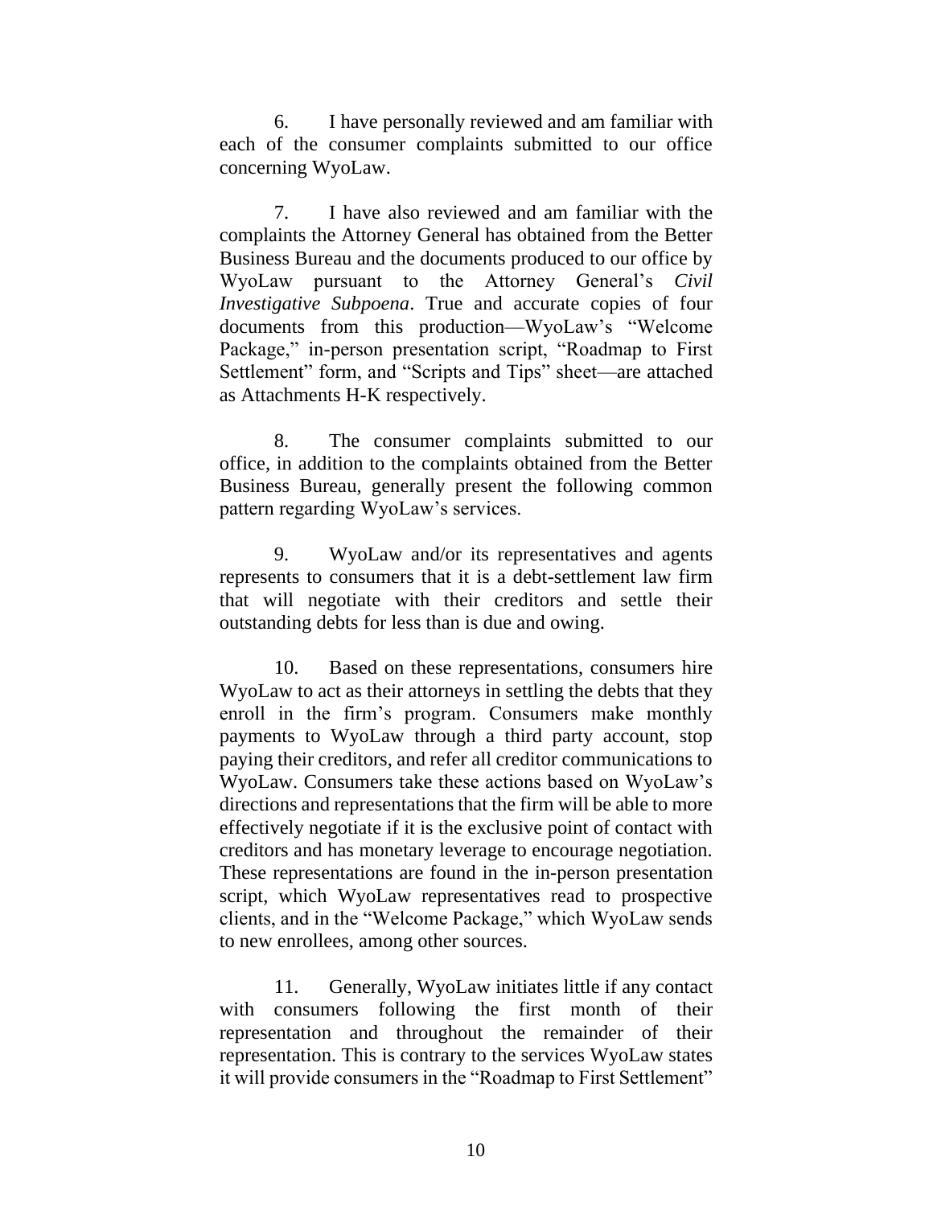6. I have personally reviewed and am familiar with each of the consumer complaints submitted to our office concerning WyoLaw.

7. I have also reviewed and am familiar with the complaints the Attorney General has obtained from the Better Business Bureau and the documents produced to our office by WyoLaw pursuant to the Attorney General's *Civil Investigative Subpoena*. True and accurate copies of four documents from this production—WyoLaw's "Welcome Package," in-person presentation script, "Roadmap to First Settlement" form, and "Scripts and Tips" sheet—are attached as Attachments H-K respectively.

8. The consumer complaints submitted to our office, in addition to the complaints obtained from the Better Business Bureau, generally present the following common pattern regarding WyoLaw's services.

9. WyoLaw and/or its representatives and agents represents to consumers that it is a debt-settlement law firm that will negotiate with their creditors and settle their outstanding debts for less than is due and owing.

10. Based on these representations, consumers hire WyoLaw to act as their attorneys in settling the debts that they enroll in the firm's program. Consumers make monthly payments to WyoLaw through a third party account, stop paying their creditors, and refer all creditor communications to WyoLaw. Consumers take these actions based on WyoLaw's directions and representations that the firm will be able to more effectively negotiate if it is the exclusive point of contact with creditors and has monetary leverage to encourage negotiation. These representations are found in the in-person presentation script, which WyoLaw representatives read to prospective clients, and in the "Welcome Package," which WyoLaw sends to new enrollees, among other sources.

11. Generally, WyoLaw initiates little if any contact with consumers following the first month of their representation and throughout the remainder of their representation. This is contrary to the services WyoLaw states it will provide consumers in the "Roadmap to First Settlement"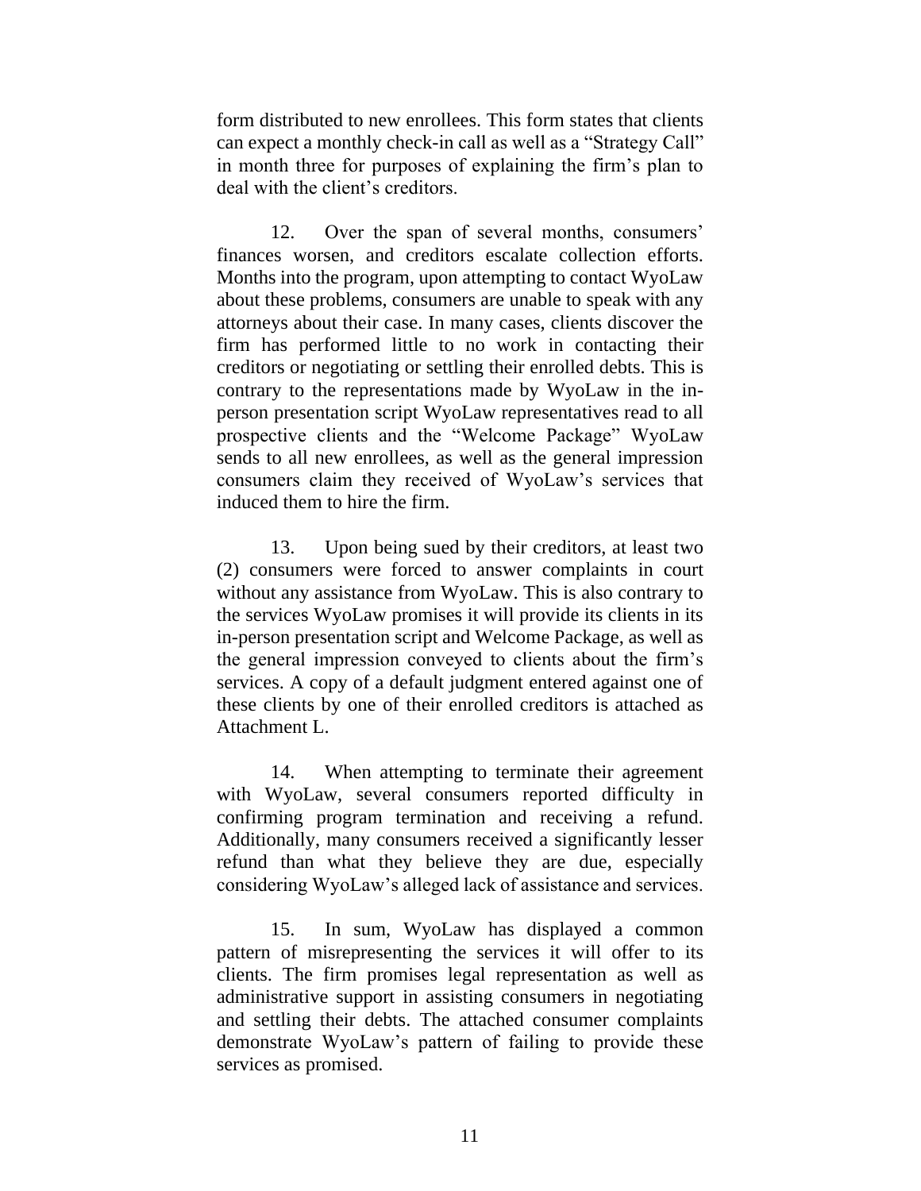form distributed to new enrollees. This form states that clients can expect a monthly check-in call as well as a "Strategy Call" in month three for purposes of explaining the firm's plan to deal with the client's creditors.

12. Over the span of several months, consumers' finances worsen, and creditors escalate collection efforts. Months into the program, upon attempting to contact WyoLaw about these problems, consumers are unable to speak with any attorneys about their case. In many cases, clients discover the firm has performed little to no work in contacting their creditors or negotiating or settling their enrolled debts. This is contrary to the representations made by WyoLaw in the in-person presentation script WyoLaw representatives read to all prospective clients and the "Welcome Package" WyoLaw sends to all new enrollees, as well as the general impression consumers claim they received of WyoLaw's services that induced them to hire the firm.

13. Upon being sued by their creditors, at least two (2) consumers were forced to answer complaints in court without any assistance from WyoLaw. This is also contrary to the services WyoLaw promises it will provide its clients in its in-person presentation script and Welcome Package, as well as the general impression conveyed to clients about the firm's services. A copy of a default judgment entered against one of these clients by one of their enrolled creditors is attached as Attachment L.

14. When attempting to terminate their agreement with WyoLaw, several consumers reported difficulty in confirming program termination and receiving a refund. Additionally, many consumers received a significantly lesser refund than what they believe they are due, especially considering WyoLaw's alleged lack of assistance and services.

15. In sum, WyoLaw has displayed a common pattern of misrepresenting the services it will offer to its clients. The firm promises legal representation as well as administrative support in assisting consumers in negotiating and settling their debts. The attached consumer complaints demonstrate WyoLaw's pattern of failing to provide these services as promised.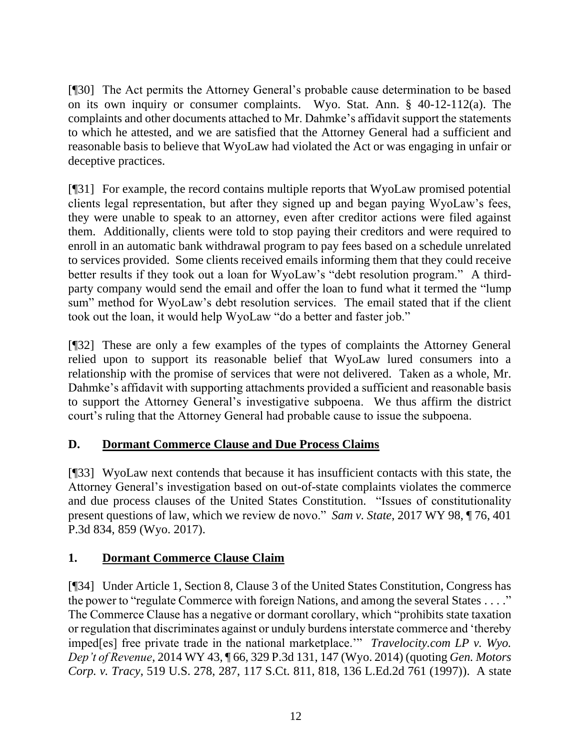[¶30] The Act permits the Attorney General's probable cause determination to be based on its own inquiry or consumer complaints. Wyo. Stat. Ann. § 40-12-112(a). The complaints and other documents attached to Mr. Dahmke's affidavit support the statements to which he attested, and we are satisfied that the Attorney General had a sufficient and reasonable basis to believe that WyoLaw had violated the Act or was engaging in unfair or deceptive practices.

[¶31] For example, the record contains multiple reports that WyoLaw promised potential clients legal representation, but after they signed up and began paying WyoLaw's fees, they were unable to speak to an attorney, even after creditor actions were filed against them. Additionally, clients were told to stop paying their creditors and were required to enroll in an automatic bank withdrawal program to pay fees based on a schedule unrelated to services provided. Some clients received emails informing them that they could receive better results if they took out a loan for WyoLaw's "debt resolution program." A third-party company would send the email and offer the loan to fund what it termed the "lump sum" method for WyoLaw's debt resolution services. The email stated that if the client took out the loan, it would help WyoLaw "do a better and faster job."

[¶32] These are only a few examples of the types of complaints the Attorney General relied upon to support its reasonable belief that WyoLaw lured consumers into a relationship with the promise of services that were not delivered. Taken as a whole, Mr. Dahmke's affidavit with supporting attachments provided a sufficient and reasonable basis to support the Attorney General's investigative subpoena. We thus affirm the district court's ruling that the Attorney General had probable cause to issue the subpoena.

## D. Dormant Commerce Clause and Due Process Claims

[¶33] WyoLaw next contends that because it has insufficient contacts with this state, the Attorney General's investigation based on out-of-state complaints violates the commerce and due process clauses of the United States Constitution. "Issues of constitutionality present questions of law, which we review de novo." *Sam v. State*, 2017 WY 98, ¶ 76, 401 P.3d 834, 859 (Wyo. 2017).

### 1. Dormant Commerce Clause Claim

[¶34] Under Article 1, Section 8, Clause 3 of the United States Constitution, Congress has the power to "regulate Commerce with foreign Nations, and among the several States . . . ." The Commerce Clause has a negative or dormant corollary, which "prohibits state taxation or regulation that discriminates against or unduly burdens interstate commerce and 'thereby imped[es] free private trade in the national marketplace.'" *Travelocity.com LP v. Wyo. Dep't of Revenue*, 2014 WY 43, ¶ 66, 329 P.3d 131, 147 (Wyo. 2014) (quoting *Gen. Motors Corp. v. Tracy*, 519 U.S. 278, 287, 117 S.Ct. 811, 818, 136 L.Ed.2d 761 (1997)). A state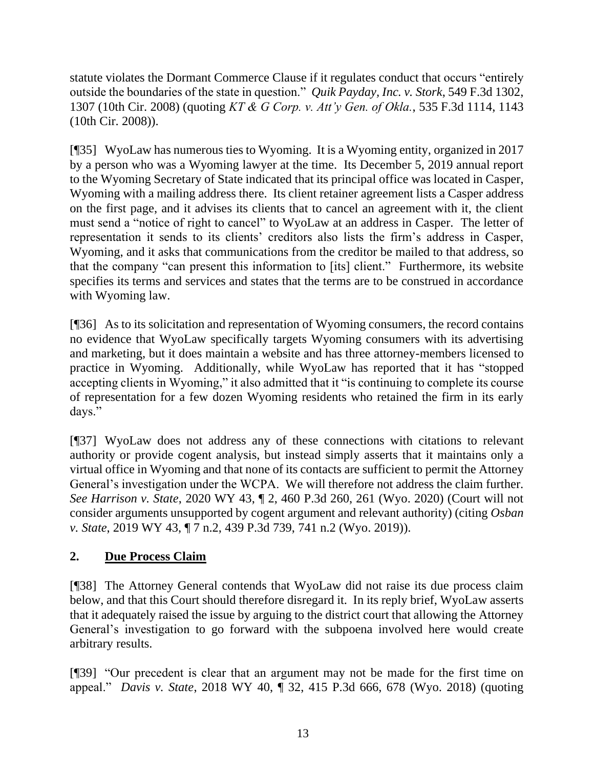statute violates the Dormant Commerce Clause if it regulates conduct that occurs "entirely outside the boundaries of the state in question." *Quik Payday, Inc. v. Stork*, 549 F.3d 1302, 1307 (10th Cir. 2008) (quoting *KT & G Corp. v. Att'y Gen. of Okla.*, 535 F.3d 1114, 1143 (10th Cir. 2008)).

[¶35] WyoLaw has numerous ties to Wyoming. It is a Wyoming entity, organized in 2017 by a person who was a Wyoming lawyer at the time. Its December 5, 2019 annual report to the Wyoming Secretary of State indicated that its principal office was located in Casper, Wyoming with a mailing address there. Its client retainer agreement lists a Casper address on the first page, and it advises its clients that to cancel an agreement with it, the client must send a "notice of right to cancel" to WyoLaw at an address in Casper. The letter of representation it sends to its clients' creditors also lists the firm's address in Casper, Wyoming, and it asks that communications from the creditor be mailed to that address, so that the company "can present this information to [its] client." Furthermore, its website specifies its terms and services and states that the terms are to be construed in accordance with Wyoming law.

[¶36] As to its solicitation and representation of Wyoming consumers, the record contains no evidence that WyoLaw specifically targets Wyoming consumers with its advertising and marketing, but it does maintain a website and has three attorney-members licensed to practice in Wyoming. Additionally, while WyoLaw has reported that it has "stopped accepting clients in Wyoming," it also admitted that it "is continuing to complete its course of representation for a few dozen Wyoming residents who retained the firm in its early days."

[¶37] WyoLaw does not address any of these connections with citations to relevant authority or provide cogent analysis, but instead simply asserts that it maintains only a virtual office in Wyoming and that none of its contacts are sufficient to permit the Attorney General's investigation under the WCPA. We will therefore not address the claim further. *See Harrison v. State*, 2020 WY 43, ¶ 2, 460 P.3d 260, 261 (Wyo. 2020) (Court will not consider arguments unsupported by cogent argument and relevant authority) (citing *Osban v. State*, 2019 WY 43, ¶ 7 n.2, 439 P.3d 739, 741 n.2 (Wyo. 2019)).

## 2. Due Process Claim

[¶38] The Attorney General contends that WyoLaw did not raise its due process claim below, and that this Court should therefore disregard it. In its reply brief, WyoLaw asserts that it adequately raised the issue by arguing to the district court that allowing the Attorney General's investigation to go forward with the subpoena involved here would create arbitrary results.

[¶39] "Our precedent is clear that an argument may not be made for the first time on appeal." *Davis v. State*, 2018 WY 40, ¶ 32, 415 P.3d 666, 678 (Wyo. 2018) (quoting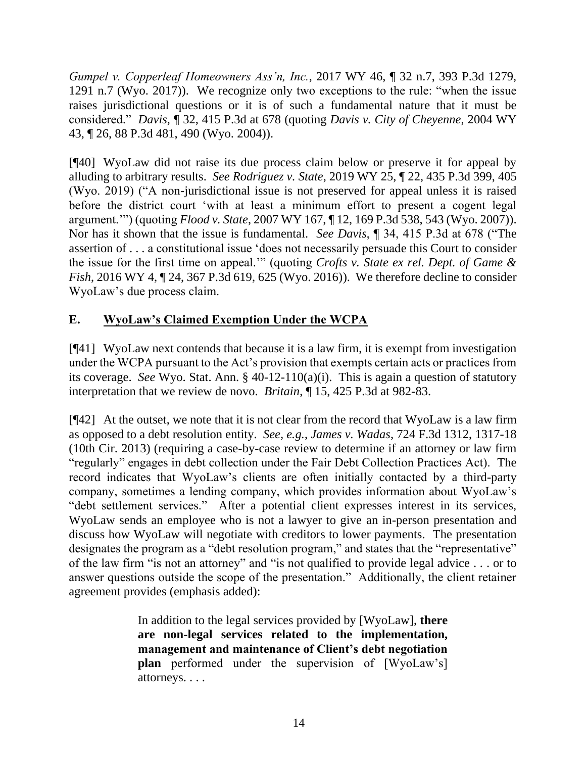*Gumpel v. Copperleaf Homeowners Ass'n, Inc.*, 2017 WY 46, ¶ 32 n.7, 393 P.3d 1279, 1291 n.7 (Wyo. 2017)). We recognize only two exceptions to the rule: "when the issue raises jurisdictional questions or it is of such a fundamental nature that it must be considered." *Davis*, ¶ 32, 415 P.3d at 678 (quoting *Davis v. City of Cheyenne*, 2004 WY 43, ¶ 26, 88 P.3d 481, 490 (Wyo. 2004)).

[¶40] WyoLaw did not raise its due process claim below or preserve it for appeal by alluding to arbitrary results. *See Rodriguez v. State*, 2019 WY 25, ¶ 22, 435 P.3d 399, 405 (Wyo. 2019) ("A non-jurisdictional issue is not preserved for appeal unless it is raised before the district court 'with at least a minimum effort to present a cogent legal argument.'") (quoting *Flood v. State*, 2007 WY 167, ¶ 12, 169 P.3d 538, 543 (Wyo. 2007)). Nor has it shown that the issue is fundamental. *See Davis*, ¶ 34, 415 P.3d at 678 ("The assertion of . . . a constitutional issue 'does not necessarily persuade this Court to consider the issue for the first time on appeal.'" (quoting *Crofts v. State ex rel. Dept. of Game & Fish*, 2016 WY 4, ¶ 24, 367 P.3d 619, 625 (Wyo. 2016)). We therefore decline to consider WyoLaw's due process claim.

## E. WyoLaw's Claimed Exemption Under the WCPA

[¶41] WyoLaw next contends that because it is a law firm, it is exempt from investigation under the WCPA pursuant to the Act's provision that exempts certain acts or practices from its coverage. *See* Wyo. Stat. Ann. § 40-12-110(a)(i). This is again a question of statutory interpretation that we review de novo. *Britain*, ¶ 15, 425 P.3d at 982-83.

[¶42] At the outset, we note that it is not clear from the record that WyoLaw is a law firm as opposed to a debt resolution entity. *See, e.g.*, *James v. Wadas*, 724 F.3d 1312, 1317-18 (10th Cir. 2013) (requiring a case-by-case review to determine if an attorney or law firm "regularly" engages in debt collection under the Fair Debt Collection Practices Act). The record indicates that WyoLaw's clients are often initially contacted by a third-party company, sometimes a lending company, which provides information about WyoLaw's "debt settlement services." After a potential client expresses interest in its services, WyoLaw sends an employee who is not a lawyer to give an in-person presentation and discuss how WyoLaw will negotiate with creditors to lower payments. The presentation designates the program as a "debt resolution program," and states that the "representative" of the law firm "is not an attorney" and "is not qualified to provide legal advice . . . or to answer questions outside the scope of the presentation." Additionally, the client retainer agreement provides (emphasis added):

> In addition to the legal services provided by [WyoLaw], **there are non-legal services related to the implementation, management and maintenance of Client's debt negotiation plan** performed under the supervision of [WyoLaw's] attorneys. . . .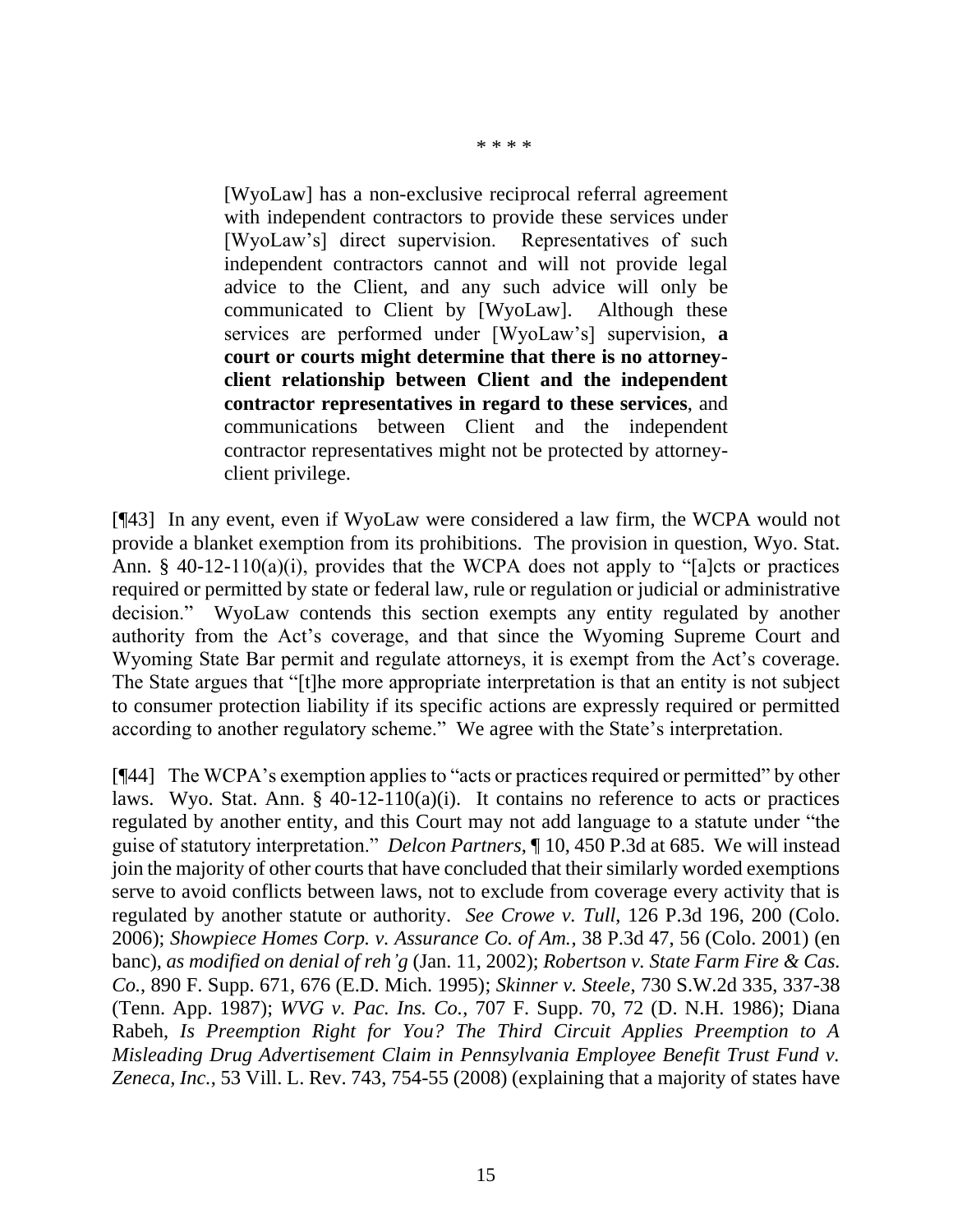\* \* \* \*

> [WyoLaw] has a non-exclusive reciprocal referral agreement with independent contractors to provide these services under [WyoLaw's] direct supervision. Representatives of such independent contractors cannot and will not provide legal advice to the Client, and any such advice will only be communicated to Client by [WyoLaw]. Although these services are performed under [WyoLaw's] supervision, **a court or courts might determine that there is no attorney-client relationship between Client and the independent contractor representatives in regard to these services**, and communications between Client and the independent contractor representatives might not be protected by attorney-client privilege.

[¶43] In any event, even if WyoLaw were considered a law firm, the WCPA would not provide a blanket exemption from its prohibitions. The provision in question, Wyo. Stat. Ann. § 40-12-110(a)(i), provides that the WCPA does not apply to "[a]cts or practices required or permitted by state or federal law, rule or regulation or judicial or administrative decision." WyoLaw contends this section exempts any entity regulated by another authority from the Act's coverage, and that since the Wyoming Supreme Court and Wyoming State Bar permit and regulate attorneys, it is exempt from the Act's coverage. The State argues that "[t]he more appropriate interpretation is that an entity is not subject to consumer protection liability if its specific actions are expressly required or permitted according to another regulatory scheme." We agree with the State's interpretation.

[¶44] The WCPA's exemption applies to "acts or practices required or permitted" by other laws. Wyo. Stat. Ann. § 40-12-110(a)(i). It contains no reference to acts or practices regulated by another entity, and this Court may not add language to a statute under "the guise of statutory interpretation." *Delcon Partners*, ¶ 10, 450 P.3d at 685. We will instead join the majority of other courts that have concluded that their similarly worded exemptions serve to avoid conflicts between laws, not to exclude from coverage every activity that is regulated by another statute or authority. *See Crowe v. Tull*, 126 P.3d 196, 200 (Colo. 2006); *Showpiece Homes Corp. v. Assurance Co. of Am.*, 38 P.3d 47, 56 (Colo. 2001) (en banc), *as modified on denial of reh'g* (Jan. 11, 2002); *Robertson v. State Farm Fire & Cas. Co.*, 890 F. Supp. 671, 676 (E.D. Mich. 1995); *Skinner v. Steele*, 730 S.W.2d 335, 337-38 (Tenn. App. 1987); *WVG v. Pac. Ins. Co.*, 707 F. Supp. 70, 72 (D. N.H. 1986); Diana Rabeh, *Is Preemption Right for You? The Third Circuit Applies Preemption to A Misleading Drug Advertisement Claim in Pennsylvania Employee Benefit Trust Fund v. Zeneca, Inc.*, 53 Vill. L. Rev. 743, 754-55 (2008) (explaining that a majority of states have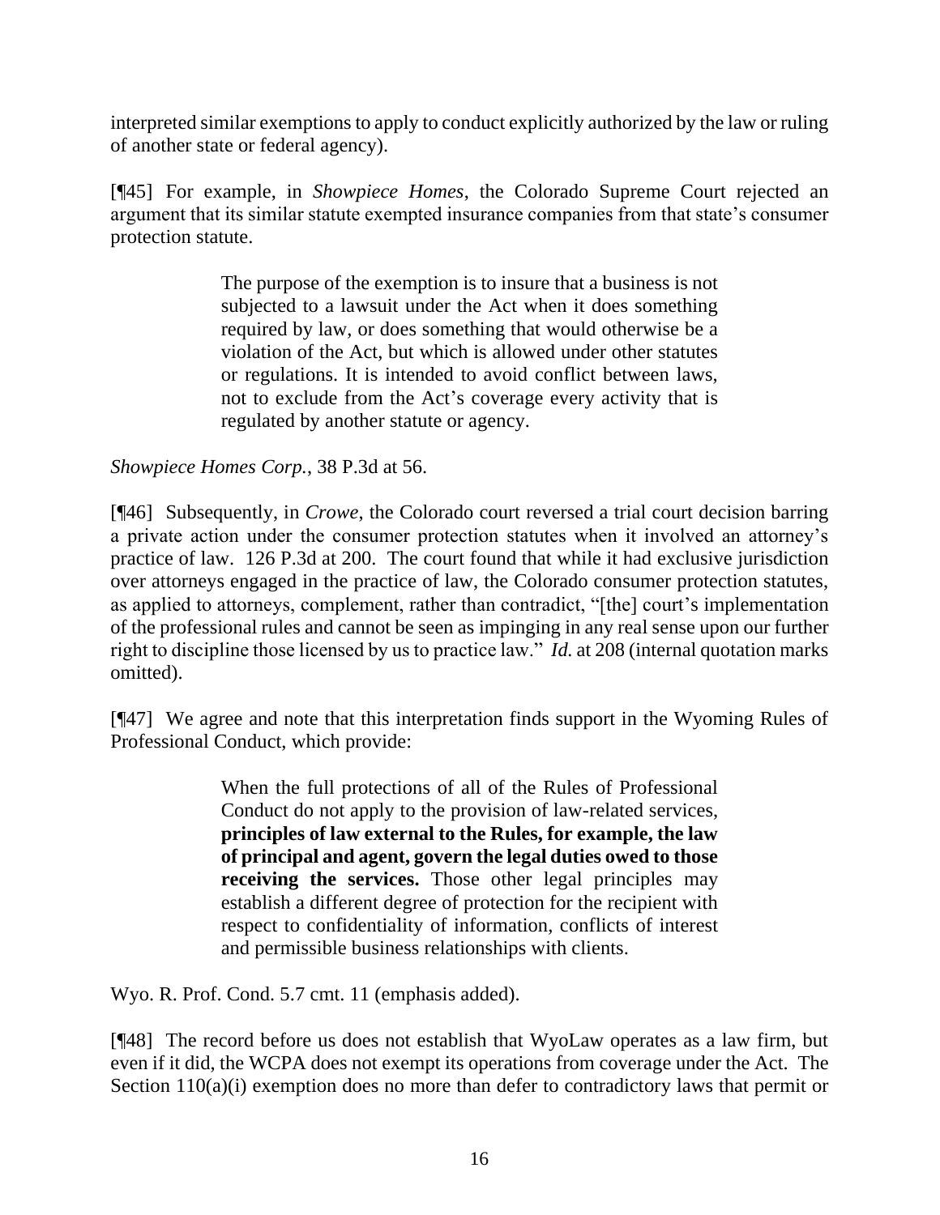interpreted similar exemptions to apply to conduct explicitly authorized by the law or ruling of another state or federal agency).

[¶45] For example, in *Showpiece Homes*, the Colorado Supreme Court rejected an argument that its similar statute exempted insurance companies from that state's consumer protection statute.

> The purpose of the exemption is to insure that a business is not subjected to a lawsuit under the Act when it does something required by law, or does something that would otherwise be a violation of the Act, but which is allowed under other statutes or regulations. It is intended to avoid conflict between laws, not to exclude from the Act's coverage every activity that is regulated by another statute or agency.

*Showpiece Homes Corp.*, 38 P.3d at 56.

[¶46] Subsequently, in *Crowe*, the Colorado court reversed a trial court decision barring a private action under the consumer protection statutes when it involved an attorney's practice of law. 126 P.3d at 200. The court found that while it had exclusive jurisdiction over attorneys engaged in the practice of law, the Colorado consumer protection statutes, as applied to attorneys, complement, rather than contradict, "[the] court's implementation of the professional rules and cannot be seen as impinging in any real sense upon our further right to discipline those licensed by us to practice law." *Id.* at 208 (internal quotation marks omitted).

[¶47] We agree and note that this interpretation finds support in the Wyoming Rules of Professional Conduct, which provide:

> When the full protections of all of the Rules of Professional Conduct do not apply to the provision of law-related services, **principles of law external to the Rules, for example, the law of principal and agent, govern the legal duties owed to those receiving the services.** Those other legal principles may establish a different degree of protection for the recipient with respect to confidentiality of information, conflicts of interest and permissible business relationships with clients.

Wyo. R. Prof. Cond. 5.7 cmt. 11 (emphasis added).

[¶48] The record before us does not establish that WyoLaw operates as a law firm, but even if it did, the WCPA does not exempt its operations from coverage under the Act. The Section 110(a)(i) exemption does no more than defer to contradictory laws that permit or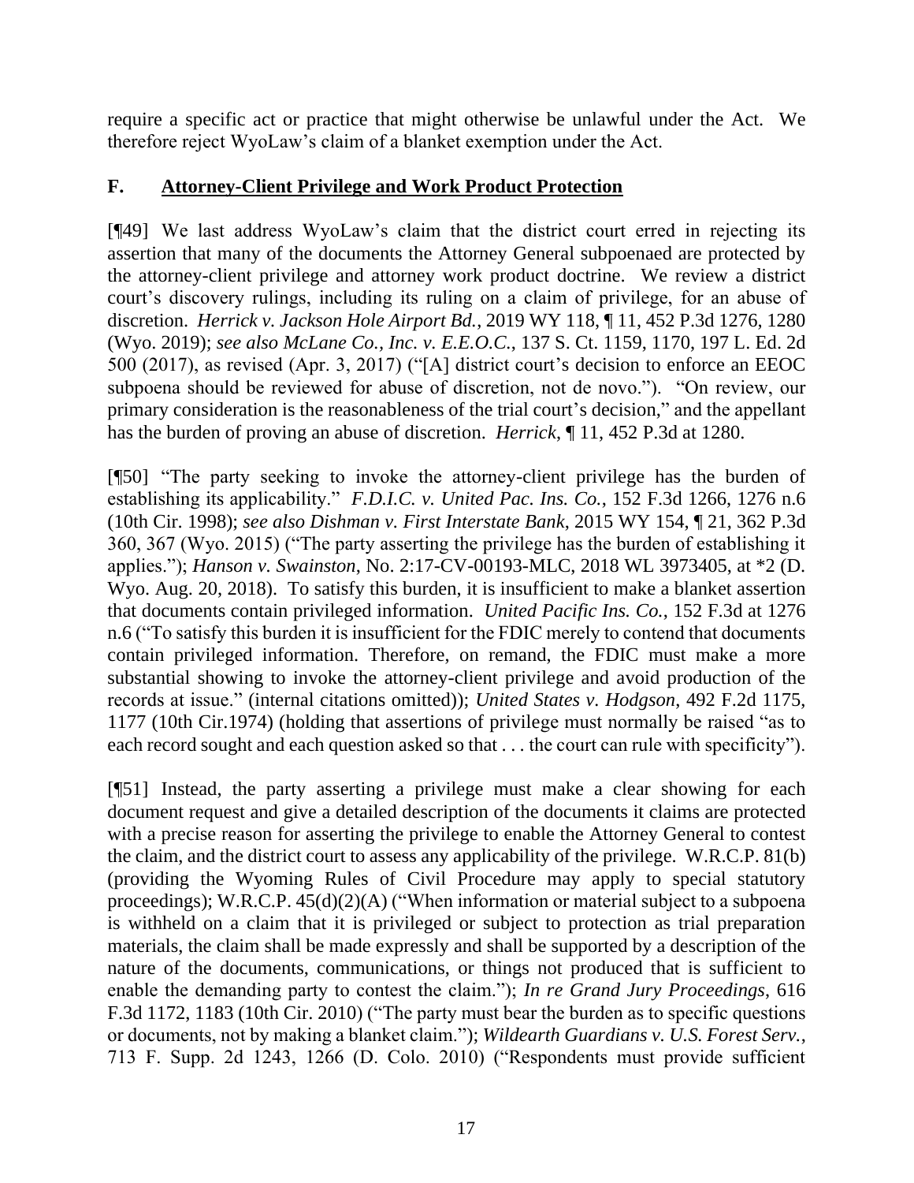require a specific act or practice that might otherwise be unlawful under the Act. We therefore reject WyoLaw's claim of a blanket exemption under the Act.

## F. <u>Attorney-Client Privilege and Work Product Protection</u>

[¶49] We last address WyoLaw's claim that the district court erred in rejecting its assertion that many of the documents the Attorney General subpoenaed are protected by the attorney-client privilege and attorney work product doctrine. We review a district court's discovery rulings, including its ruling on a claim of privilege, for an abuse of discretion. *Herrick v. Jackson Hole Airport Bd.*, 2019 WY 118, ¶ 11, 452 P.3d 1276, 1280 (Wyo. 2019); *see also McLane Co., Inc. v. E.E.O.C.*, 137 S. Ct. 1159, 1170, 197 L. Ed. 2d 500 (2017), as revised (Apr. 3, 2017) ("[A] district court's decision to enforce an EEOC subpoena should be reviewed for abuse of discretion, not de novo."). "On review, our primary consideration is the reasonableness of the trial court's decision," and the appellant has the burden of proving an abuse of discretion. *Herrick*, ¶ 11, 452 P.3d at 1280.

[¶50] "The party seeking to invoke the attorney-client privilege has the burden of establishing its applicability." *F.D.I.C. v. United Pac. Ins. Co.*, 152 F.3d 1266, 1276 n.6 (10th Cir. 1998); *see also Dishman v. First Interstate Bank*, 2015 WY 154, ¶ 21, 362 P.3d 360, 367 (Wyo. 2015) ("The party asserting the privilege has the burden of establishing it applies."); *Hanson v. Swainston*, No. 2:17-CV-00193-MLC, 2018 WL 3973405, at *2 (D. Wyo. Aug. 20, 2018). To satisfy this burden, it is insufficient to make a blanket assertion that documents contain privileged information. *United Pacific Ins. Co.*, 152 F.3d at 1276 n.6 ("To satisfy this burden it is insufficient for the FDIC merely to contend that documents contain privileged information. Therefore, on remand, the FDIC must make a more substantial showing to invoke the attorney-client privilege and avoid production of the records at issue." (internal citations omitted)); *United States v. Hodgson*, 492 F.2d 1175, 1177 (10th Cir.1974) (holding that assertions of privilege must normally be raised "as to each record sought and each question asked so that . . . the court can rule with specificity").

[¶51] Instead, the party asserting a privilege must make a clear showing for each document request and give a detailed description of the documents it claims are protected with a precise reason for asserting the privilege to enable the Attorney General to contest the claim, and the district court to assess any applicability of the privilege. W.R.C.P. 81(b) (providing the Wyoming Rules of Civil Procedure may apply to special statutory proceedings); W.R.C.P. 45(d)(2)(A) ("When information or material subject to a subpoena is withheld on a claim that it is privileged or subject to protection as trial preparation materials, the claim shall be made expressly and shall be supported by a description of the nature of the documents, communications, or things not produced that is sufficient to enable the demanding party to contest the claim."); *In re Grand Jury Proceedings*, 616 F.3d 1172, 1183 (10th Cir. 2010) ("The party must bear the burden as to specific questions or documents, not by making a blanket claim."); *Wildearth Guardians v. U.S. Forest Serv.*, 713 F. Supp. 2d 1243, 1266 (D. Colo. 2010) ("Respondents must provide sufficient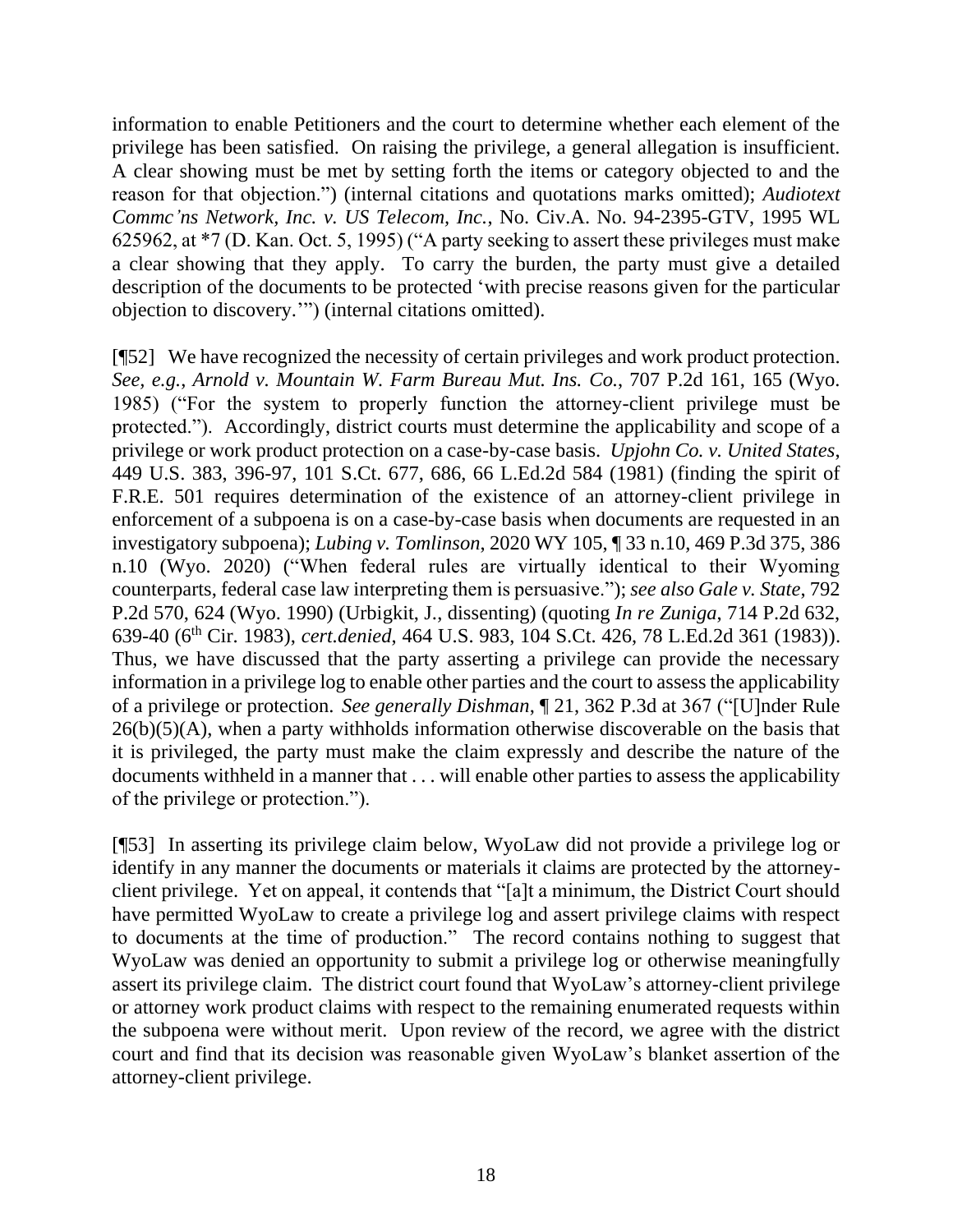information to enable Petitioners and the court to determine whether each element of the privilege has been satisfied. On raising the privilege, a general allegation is insufficient. A clear showing must be met by setting forth the items or category objected to and the reason for that objection.") (internal citations and quotations marks omitted); *Audiotext Commc'ns Network, Inc. v. US Telecom, Inc.*, No. Civ.A. No. 94-2395-GTV, 1995 WL 625962, at *7 (D. Kan. Oct. 5, 1995) ("A party seeking to assert these privileges must make a clear showing that they apply. To carry the burden, the party must give a detailed description of the documents to be protected 'with precise reasons given for the particular objection to discovery.'") (internal citations omitted).

[¶52] We have recognized the necessity of certain privileges and work product protection. *See, e.g.*, *Arnold v. Mountain W. Farm Bureau Mut. Ins. Co.*, 707 P.2d 161, 165 (Wyo. 1985) ("For the system to properly function the attorney-client privilege must be protected."). Accordingly, district courts must determine the applicability and scope of a privilege or work product protection on a case-by-case basis. *Upjohn Co. v. United States*, 449 U.S. 383, 396-97, 101 S.Ct. 677, 686, 66 L.Ed.2d 584 (1981) (finding the spirit of F.R.E. 501 requires determination of the existence of an attorney-client privilege in enforcement of a subpoena is on a case-by-case basis when documents are requested in an investigatory subpoena); *Lubing v. Tomlinson*, 2020 WY 105, ¶ 33 n.10, 469 P.3d 375, 386 n.10 (Wyo. 2020) ("When federal rules are virtually identical to their Wyoming counterparts, federal case law interpreting them is persuasive."); *see also Gale v. State*, 792 P.2d 570, 624 (Wyo. 1990) (Urbigkit, J., dissenting) (quoting *In re Zuniga*, 714 P.2d 632, 639-40 (6th Cir. 1983), *cert.denied*, 464 U.S. 983, 104 S.Ct. 426, 78 L.Ed.2d 361 (1983)). Thus, we have discussed that the party asserting a privilege can provide the necessary information in a privilege log to enable other parties and the court to assess the applicability of a privilege or protection. *See generally Dishman*, ¶ 21, 362 P.3d at 367 ("[U]nder Rule 26(b)(5)(A), when a party withholds information otherwise discoverable on the basis that it is privileged, the party must make the claim expressly and describe the nature of the documents withheld in a manner that . . . will enable other parties to assess the applicability of the privilege or protection.").

[¶53] In asserting its privilege claim below, WyoLaw did not provide a privilege log or identify in any manner the documents or materials it claims are protected by the attorney-client privilege. Yet on appeal, it contends that "[a]t a minimum, the District Court should have permitted WyoLaw to create a privilege log and assert privilege claims with respect to documents at the time of production." The record contains nothing to suggest that WyoLaw was denied an opportunity to submit a privilege log or otherwise meaningfully assert its privilege claim. The district court found that WyoLaw's attorney-client privilege or attorney work product claims with respect to the remaining enumerated requests within the subpoena were without merit. Upon review of the record, we agree with the district court and find that its decision was reasonable given WyoLaw's blanket assertion of the attorney-client privilege.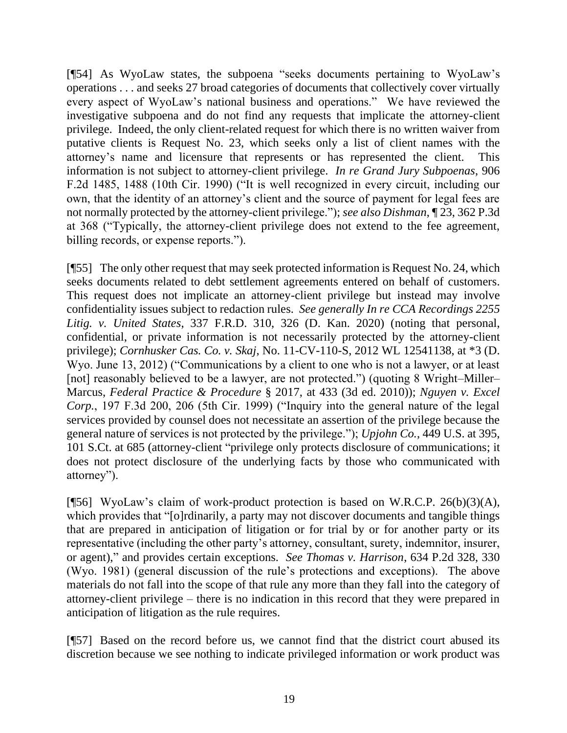[¶54] As WyoLaw states, the subpoena "seeks documents pertaining to WyoLaw's operations . . . and seeks 27 broad categories of documents that collectively cover virtually every aspect of WyoLaw's national business and operations." We have reviewed the investigative subpoena and do not find any requests that implicate the attorney-client privilege. Indeed, the only client-related request for which there is no written waiver from putative clients is Request No. 23, which seeks only a list of client names with the attorney's name and licensure that represents or has represented the client. This information is not subject to attorney-client privilege. *In re Grand Jury Subpoenas*, 906 F.2d 1485, 1488 (10th Cir. 1990) ("It is well recognized in every circuit, including our own, that the identity of an attorney's client and the source of payment for legal fees are not normally protected by the attorney-client privilege."); *see also Dishman*, ¶ 23, 362 P.3d at 368 ("Typically, the attorney-client privilege does not extend to the fee agreement, billing records, or expense reports.").

[¶55] The only other request that may seek protected information is Request No. 24, which seeks documents related to debt settlement agreements entered on behalf of customers. This request does not implicate an attorney-client privilege but instead may involve confidentiality issues subject to redaction rules. *See generally In re CCA Recordings 2255 Litig. v. United States,* 337 F.R.D. 310, 326 (D. Kan. 2020) (noting that personal, confidential, or private information is not necessarily protected by the attorney-client privilege); *Cornhusker Cas. Co. v. Skaj,* No. 11-CV-110-S, 2012 WL 12541138, at *3 (D. Wyo. June 13, 2012) ("Communications by a client to one who is not a lawyer, or at least [not] reasonably believed to be a lawyer, are not protected.") (quoting 8 Wright–Miller–Marcus, *Federal Practice & Procedure* § 2017, at 433 (3d ed. 2010)); *Nguyen v. Excel Corp.*, 197 F.3d 200, 206 (5th Cir. 1999) ("Inquiry into the general nature of the legal services provided by counsel does not necessitate an assertion of the privilege because the general nature of services is not protected by the privilege."); *Upjohn Co.*, 449 U.S. at 395, 101 S.Ct. at 685 (attorney-client "privilege only protects disclosure of communications; it does not protect disclosure of the underlying facts by those who communicated with attorney").

[¶56] WyoLaw's claim of work-product protection is based on W.R.C.P. 26(b)(3)(A), which provides that "[o]rdinarily, a party may not discover documents and tangible things that are prepared in anticipation of litigation or for trial by or for another party or its representative (including the other party's attorney, consultant, surety, indemnitor, insurer, or agent)," and provides certain exceptions. *See Thomas v. Harrison*, 634 P.2d 328, 330 (Wyo. 1981) (general discussion of the rule's protections and exceptions). The above materials do not fall into the scope of that rule any more than they fall into the category of attorney-client privilege – there is no indication in this record that they were prepared in anticipation of litigation as the rule requires.

[¶57] Based on the record before us, we cannot find that the district court abused its discretion because we see nothing to indicate privileged information or work product was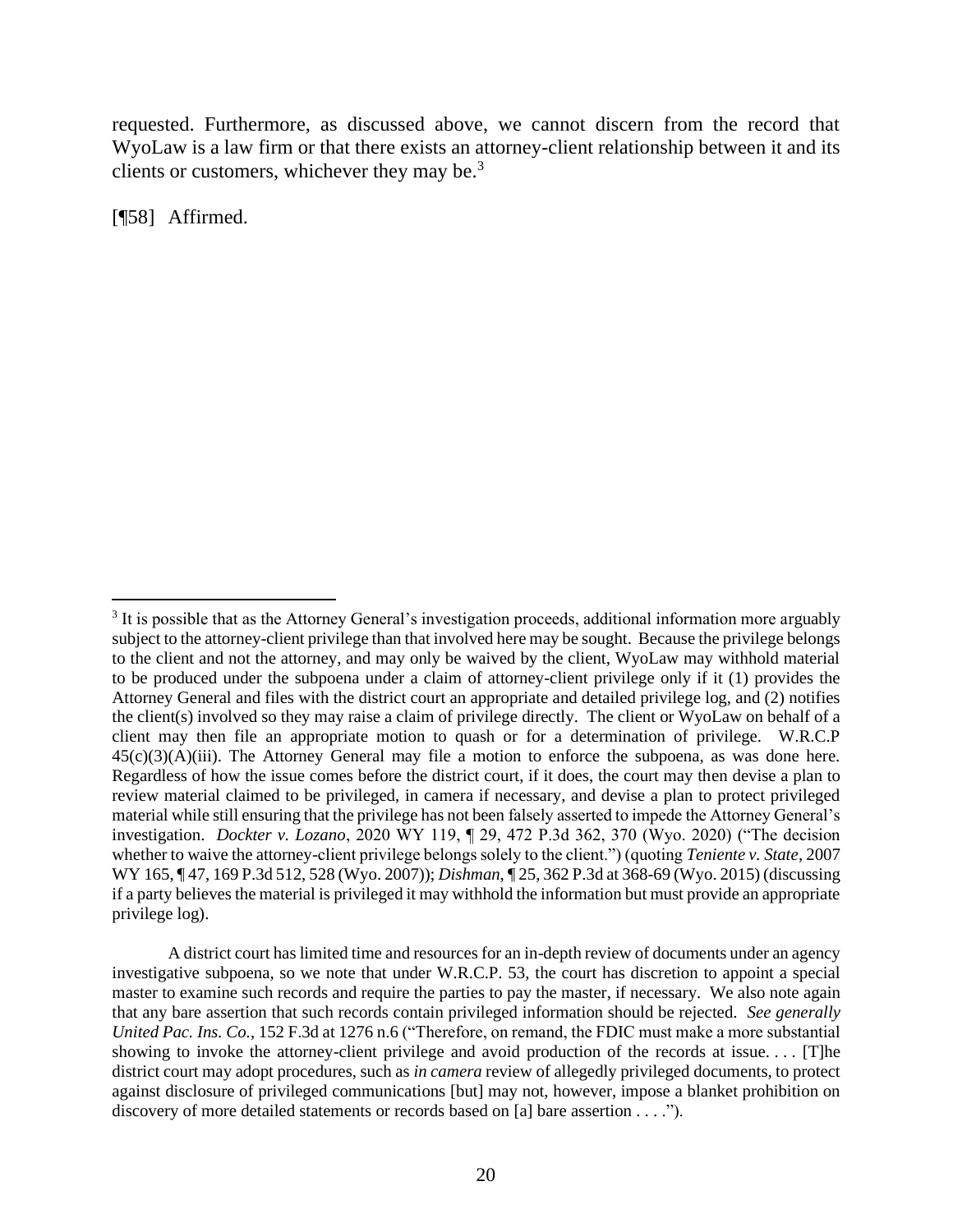requested. Furthermore, as discussed above, we cannot discern from the record that WyoLaw is a law firm or that there exists an attorney-client relationship between it and its clients or customers, whichever they may be.[3]

[¶58] Affirmed.

---

[3] It is possible that as the Attorney General's investigation proceeds, additional information more arguably subject to the attorney-client privilege than that involved here may be sought. Because the privilege belongs to the client and not the attorney, and may only be waived by the client, WyoLaw may withhold material to be produced under the subpoena under a claim of attorney-client privilege only if it (1) provides the Attorney General and files with the district court an appropriate and detailed privilege log, and (2) notifies the client(s) involved so they may raise a claim of privilege directly. The client or WyoLaw on behalf of a client may then file an appropriate motion to quash or for a determination of privilege. W.R.C.P 45(c)(3)(A)(iii). The Attorney General may file a motion to enforce the subpoena, as was done here. Regardless of how the issue comes before the district court, if it does, the court may then devise a plan to review material claimed to be privileged, in camera if necessary, and devise a plan to protect privileged material while still ensuring that the privilege has not been falsely asserted to impede the Attorney General's investigation. *Dockter v. Lozano*, 2020 WY 119, ¶ 29, 472 P.3d 362, 370 (Wyo. 2020) ("The decision whether to waive the attorney-client privilege belongs solely to the client.") (quoting *Teniente v. State*, 2007 WY 165, ¶ 47, 169 P.3d 512, 528 (Wyo. 2007)); *Dishman*, ¶ 25, 362 P.3d at 368-69 (Wyo. 2015) (discussing if a party believes the material is privileged it may withhold the information but must provide an appropriate privilege log).

A district court has limited time and resources for an in-depth review of documents under an agency investigative subpoena, so we note that under W.R.C.P. 53, the court has discretion to appoint a special master to examine such records and require the parties to pay the master, if necessary. We also note again that any bare assertion that such records contain privileged information should be rejected. *See generally United Pac. Ins. Co.*, 152 F.3d at 1276 n.6 ("Therefore, on remand, the FDIC must make a more substantial showing to invoke the attorney-client privilege and avoid production of the records at issue. . . . [T]he district court may adopt procedures, such as *in camera* review of allegedly privileged documents, to protect against disclosure of privileged communications [but] may not, however, impose a blanket prohibition on discovery of more detailed statements or records based on [a] bare assertion . . . .").